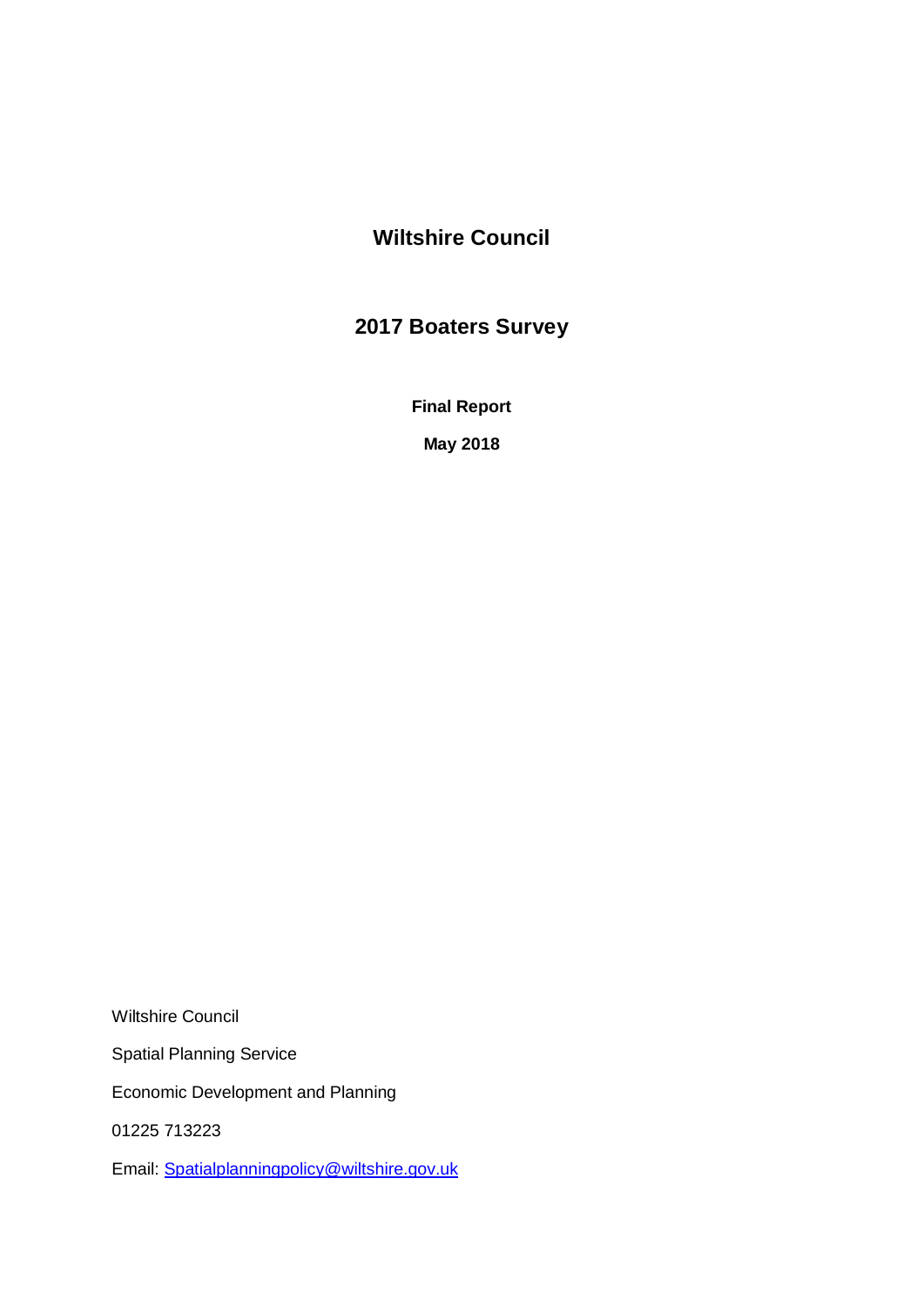# Wiltshire Council

## 2017 Boaters Survey

**Final Report**

**May 2018**

Wiltshire Council

Spatial Planning Service

Economic Development and Planning

01225 713223

Email: Spatialplanningpolicy@wiltshire.gov.uk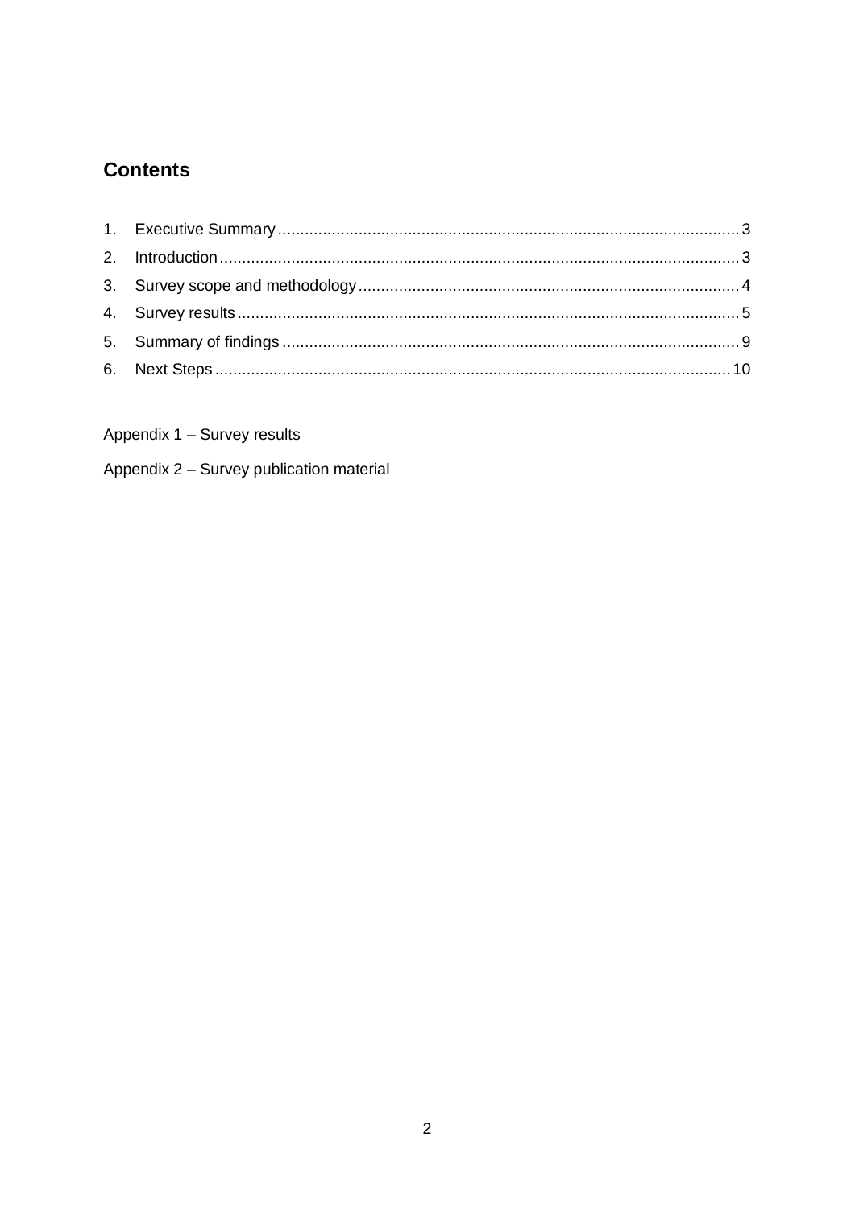## Contents

1. Executive Summary ..... 3
2. Introduction ..... 3
3. Survey scope and methodology ..... 4
4. Survey results ..... 5
5. Summary of findings ..... 9
6. Next Steps ..... 10

Appendix 1 – Survey results

Appendix 2 – Survey publication material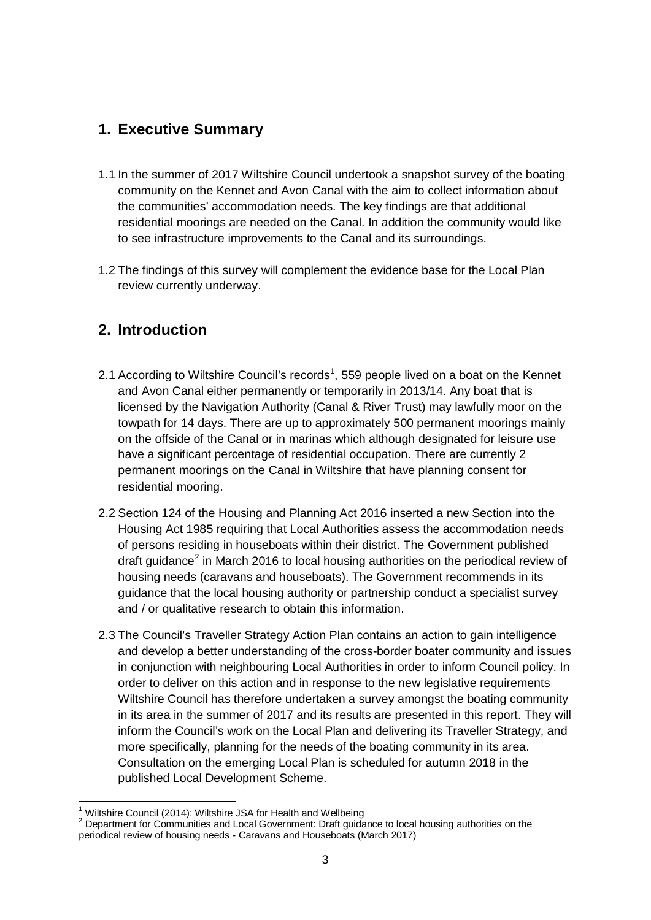## 1. Executive Summary

1.1 In the summer of 2017 Wiltshire Council undertook a snapshot survey of the boating community on the Kennet and Avon Canal with the aim to collect information about the communities' accommodation needs. The key findings are that additional residential moorings are needed on the Canal. In addition the community would like to see infrastructure improvements to the Canal and its surroundings.

1.2 The findings of this survey will complement the evidence base for the Local Plan review currently underway.

## 2. Introduction

2.1 According to Wiltshire Council's records[1], 559 people lived on a boat on the Kennet and Avon Canal either permanently or temporarily in 2013/14. Any boat that is licensed by the Navigation Authority (Canal & River Trust) may lawfully moor on the towpath for 14 days. There are up to approximately 500 permanent moorings mainly on the offside of the Canal or in marinas which although designated for leisure use have a significant percentage of residential occupation. There are currently 2 permanent moorings on the Canal in Wiltshire that have planning consent for residential mooring.

2.2 Section 124 of the Housing and Planning Act 2016 inserted a new Section into the Housing Act 1985 requiring that Local Authorities assess the accommodation needs of persons residing in houseboats within their district. The Government published draft guidance[2] in March 2016 to local housing authorities on the periodical review of housing needs (caravans and houseboats). The Government recommends in its guidance that the local housing authority or partnership conduct a specialist survey and / or qualitative research to obtain this information.

2.3 The Council's Traveller Strategy Action Plan contains an action to gain intelligence and develop a better understanding of the cross-border boater community and issues in conjunction with neighbouring Local Authorities in order to inform Council policy. In order to deliver on this action and in response to the new legislative requirements Wiltshire Council has therefore undertaken a survey amongst the boating community in its area in the summer of 2017 and its results are presented in this report. They will inform the Council's work on the Local Plan and delivering its Traveller Strategy, and more specifically, planning for the needs of the boating community in its area. Consultation on the emerging Local Plan is scheduled for autumn 2018 in the published Local Development Scheme.

---

[1] Wiltshire Council (2014): Wiltshire JSA for Health and Wellbeing

[2] Department for Communities and Local Government: Draft guidance to local housing authorities on the periodical review of housing needs - Caravans and Houseboats (March 2017)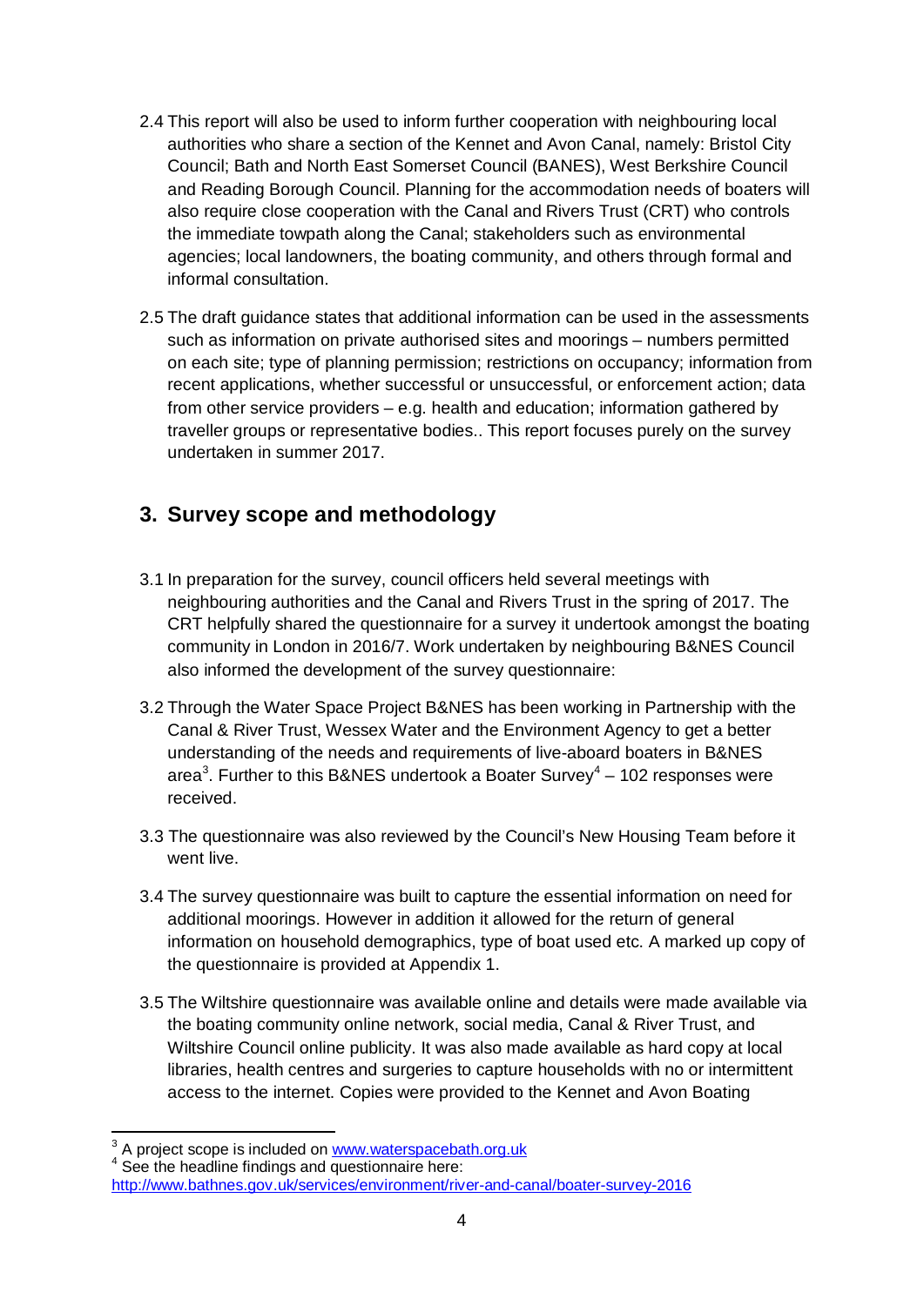2.4 This report will also be used to inform further cooperation with neighbouring local authorities who share a section of the Kennet and Avon Canal, namely: Bristol City Council; Bath and North East Somerset Council (BANES), West Berkshire Council and Reading Borough Council. Planning for the accommodation needs of boaters will also require close cooperation with the Canal and Rivers Trust (CRT) who controls the immediate towpath along the Canal; stakeholders such as environmental agencies; local landowners, the boating community, and others through formal and informal consultation.

2.5 The draft guidance states that additional information can be used in the assessments such as information on private authorised sites and moorings – numbers permitted on each site; type of planning permission; restrictions on occupancy; information from recent applications, whether successful or unsuccessful, or enforcement action; data from other service providers – e.g. health and education; information gathered by traveller groups or representative bodies.. This report focuses purely on the survey undertaken in summer 2017.

## 3. Survey scope and methodology

3.1 In preparation for the survey, council officers held several meetings with neighbouring authorities and the Canal and Rivers Trust in the spring of 2017. The CRT helpfully shared the questionnaire for a survey it undertook amongst the boating community in London in 2016/7. Work undertaken by neighbouring B&NES Council also informed the development of the survey questionnaire:

3.2 Through the Water Space Project B&NES has been working in Partnership with the Canal & River Trust, Wessex Water and the Environment Agency to get a better understanding of the needs and requirements of live-aboard boaters in B&NES area[3]. Further to this B&NES undertook a Boater Survey[4] – 102 responses were received.

3.3 The questionnaire was also reviewed by the Council's New Housing Team before it went live.

3.4 The survey questionnaire was built to capture the essential information on need for additional moorings. However in addition it allowed for the return of general information on household demographics, type of boat used etc. A marked up copy of the questionnaire is provided at Appendix 1.

3.5 The Wiltshire questionnaire was available online and details were made available via the boating community online network, social media, Canal & River Trust, and Wiltshire Council online publicity. It was also made available as hard copy at local libraries, health centres and surgeries to capture households with no or intermittent access to the internet. Copies were provided to the Kennet and Avon Boating

---

[3] A project scope is included on www.waterspacebath.org.uk

[4] See the headline findings and questionnaire here: http://www.bathnes.gov.uk/services/environment/river-and-canal/boater-survey-2016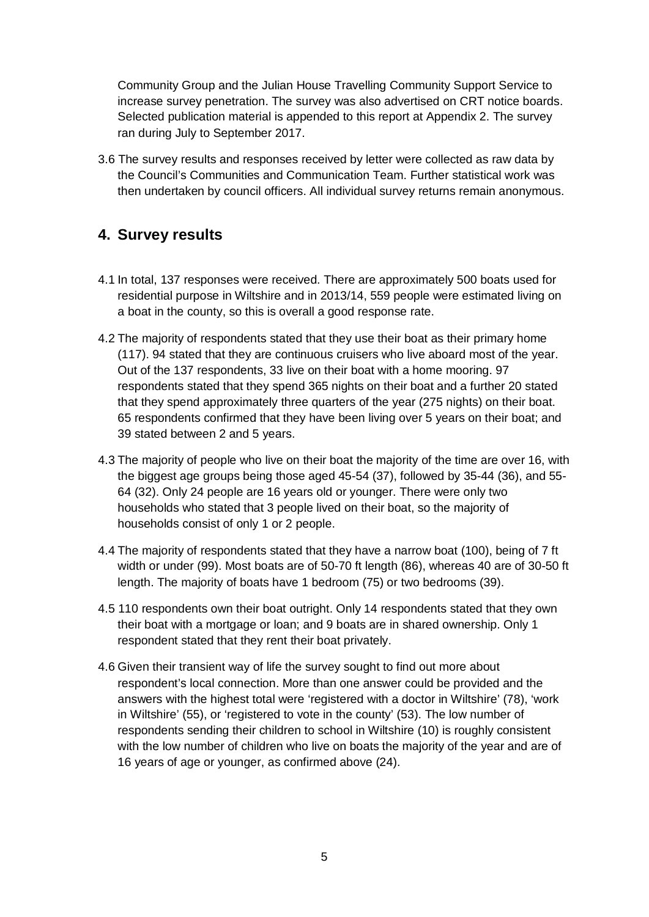Community Group and the Julian House Travelling Community Support Service to increase survey penetration. The survey was also advertised on CRT notice boards. Selected publication material is appended to this report at Appendix 2. The survey ran during July to September 2017.

3.6 The survey results and responses received by letter were collected as raw data by the Council's Communities and Communication Team. Further statistical work was then undertaken by council officers. All individual survey returns remain anonymous.

## 4. Survey results

4.1 In total, 137 responses were received. There are approximately 500 boats used for residential purpose in Wiltshire and in 2013/14, 559 people were estimated living on a boat in the county, so this is overall a good response rate.

4.2 The majority of respondents stated that they use their boat as their primary home (117). 94 stated that they are continuous cruisers who live aboard most of the year. Out of the 137 respondents, 33 live on their boat with a home mooring. 97 respondents stated that they spend 365 nights on their boat and a further 20 stated that they spend approximately three quarters of the year (275 nights) on their boat. 65 respondents confirmed that they have been living over 5 years on their boat; and 39 stated between 2 and 5 years.

4.3 The majority of people who live on their boat the majority of the time are over 16, with the biggest age groups being those aged 45-54 (37), followed by 35-44 (36), and 55-64 (32). Only 24 people are 16 years old or younger. There were only two households who stated that 3 people lived on their boat, so the majority of households consist of only 1 or 2 people.

4.4 The majority of respondents stated that they have a narrow boat (100), being of 7 ft width or under (99). Most boats are of 50-70 ft length (86), whereas 40 are of 30-50 ft length. The majority of boats have 1 bedroom (75) or two bedrooms (39).

4.5 110 respondents own their boat outright. Only 14 respondents stated that they own their boat with a mortgage or loan; and 9 boats are in shared ownership. Only 1 respondent stated that they rent their boat privately.

4.6 Given their transient way of life the survey sought to find out more about respondent's local connection. More than one answer could be provided and the answers with the highest total were 'registered with a doctor in Wiltshire' (78), 'work in Wiltshire' (55), or 'registered to vote in the county' (53). The low number of respondents sending their children to school in Wiltshire (10) is roughly consistent with the low number of children who live on boats the majority of the year and are of 16 years of age or younger, as confirmed above (24).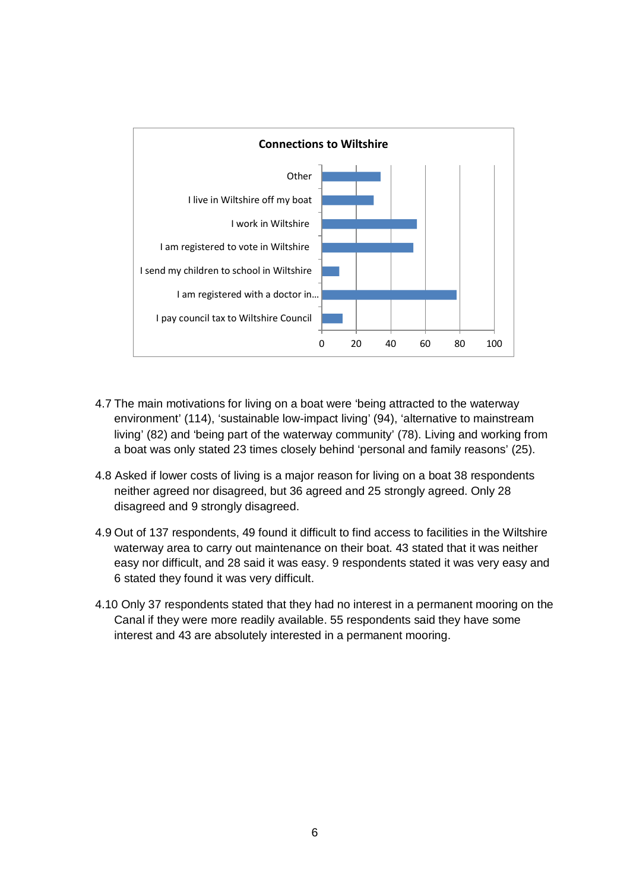**Connections to Wiltshire**

- Other
- I live in Wiltshire off my boat
- I work in Wiltshire
- I am registered to vote in Wiltshire
- I send my children to school in Wiltshire
- I am registered with a doctor in...
- I pay council tax to Wiltshire Council

4.7 The main motivations for living on a boat were 'being attracted to the waterway environment' (114), 'sustainable low-impact living' (94), 'alternative to mainstream living' (82) and 'being part of the waterway community' (78). Living and working from a boat was only stated 23 times closely behind 'personal and family reasons' (25).

4.8 Asked if lower costs of living is a major reason for living on a boat 38 respondents neither agreed nor disagreed, but 36 agreed and 25 strongly agreed. Only 28 disagreed and 9 strongly disagreed.

4.9 Out of 137 respondents, 49 found it difficult to find access to facilities in the Wiltshire waterway area to carry out maintenance on their boat. 43 stated that it was neither easy nor difficult, and 28 said it was easy. 9 respondents stated it was very easy and 6 stated they found it was very difficult.

4.10 Only 37 respondents stated that they had no interest in a permanent mooring on the Canal if they were more readily available. 55 respondents said they have some interest and 43 are absolutely interested in a permanent mooring.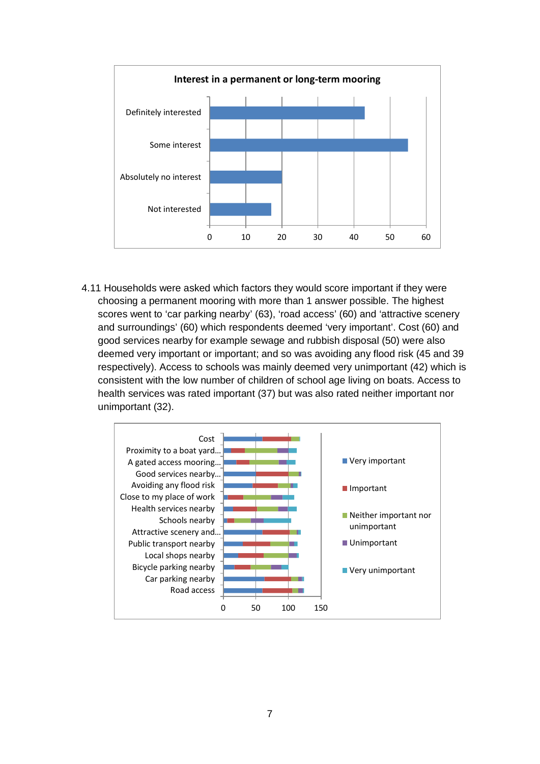4.11 Households were asked which factors they would score important if they were choosing a permanent mooring with more than 1 answer possible. The highest scores went to 'car parking nearby' (63), 'road access' (60) and 'attractive scenery and surroundings' (60) which respondents deemed 'very important'. Cost (60) and good services nearby for example sewage and rubbish disposal (50) were also deemed very important or important; and so was avoiding any flood risk (45 and 39 respectively). Access to schools was mainly deemed very unimportant (42) which is consistent with the low number of children of school age living on boats. Access to health services was rated important (37) but was also rated neither important nor unimportant (32).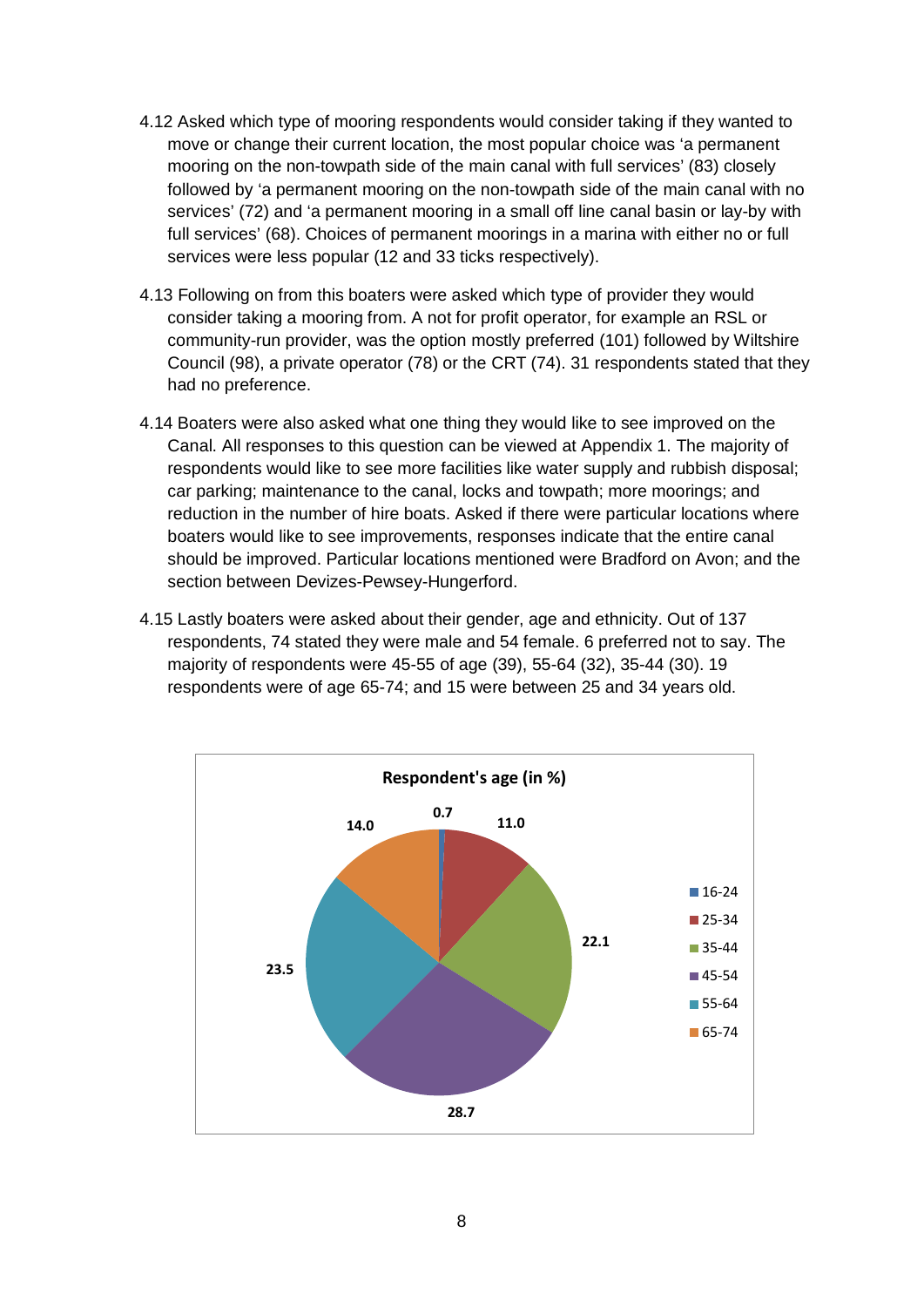4.12 Asked which type of mooring respondents would consider taking if they wanted to move or change their current location, the most popular choice was 'a permanent mooring on the non-towpath side of the main canal with full services' (83) closely followed by 'a permanent mooring on the non-towpath side of the main canal with no services' (72) and 'a permanent mooring in a small off line canal basin or lay-by with full services' (68). Choices of permanent moorings in a marina with either no or full services were less popular (12 and 33 ticks respectively).

4.13 Following on from this boaters were asked which type of provider they would consider taking a mooring from. A not for profit operator, for example an RSL or community-run provider, was the option mostly preferred (101) followed by Wiltshire Council (98), a private operator (78) or the CRT (74). 31 respondents stated that they had no preference.

4.14 Boaters were also asked what one thing they would like to see improved on the Canal. All responses to this question can be viewed at Appendix 1. The majority of respondents would like to see more facilities like water supply and rubbish disposal; car parking; maintenance to the canal, locks and towpath; more moorings; and reduction in the number of hire boats. Asked if there were particular locations where boaters would like to see improvements, responses indicate that the entire canal should be improved. Particular locations mentioned were Bradford on Avon; and the section between Devizes-Pewsey-Hungerford.

4.15 Lastly boaters were asked about their gender, age and ethnicity. Out of 137 respondents, 74 stated they were male and 54 female. 6 preferred not to say. The majority of respondents were 45-55 of age (39), 55-64 (32), 35-44 (30). 19 respondents were of age 65-74; and 15 were between 25 and 34 years old.

**Respondent's age (in %)**

| Age | % |
|---|---|
| 16-24 | 0.7 |
| 25-34 | 11.0 |
| 35-44 | 22.1 |
| 45-54 | 28.7 |
| 55-64 | 23.5 |
| 65-74 | 14.0 |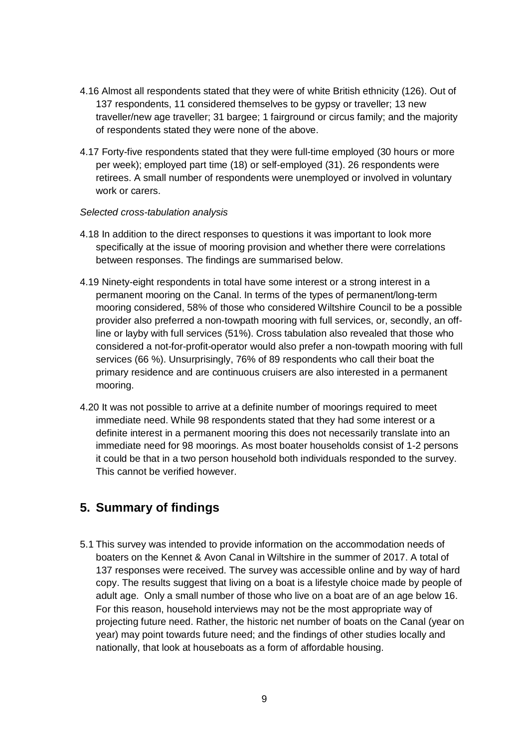4.16 Almost all respondents stated that they were of white British ethnicity (126). Out of 137 respondents, 11 considered themselves to be gypsy or traveller; 13 new traveller/new age traveller; 31 bargee; 1 fairground or circus family; and the majority of respondents stated they were none of the above.

4.17 Forty-five respondents stated that they were full-time employed (30 hours or more per week); employed part time (18) or self-employed (31). 26 respondents were retirees. A small number of respondents were unemployed or involved in voluntary work or carers.

*Selected cross-tabulation analysis*

4.18 In addition to the direct responses to questions it was important to look more specifically at the issue of mooring provision and whether there were correlations between responses. The findings are summarised below.

4.19 Ninety-eight respondents in total have some interest or a strong interest in a permanent mooring on the Canal. In terms of the types of permanent/long-term mooring considered, 58% of those who considered Wiltshire Council to be a possible provider also preferred a non-towpath mooring with full services, or, secondly, an off-line or layby with full services (51%). Cross tabulation also revealed that those who considered a not-for-profit-operator would also prefer a non-towpath mooring with full services (66 %). Unsurprisingly, 76% of 89 respondents who call their boat the primary residence and are continuous cruisers are also interested in a permanent mooring.

4.20 It was not possible to arrive at a definite number of moorings required to meet immediate need. While 98 respondents stated that they had some interest or a definite interest in a permanent mooring this does not necessarily translate into an immediate need for 98 moorings. As most boater households consist of 1-2 persons it could be that in a two person household both individuals responded to the survey. This cannot be verified however.

## 5. Summary of findings

5.1 This survey was intended to provide information on the accommodation needs of boaters on the Kennet & Avon Canal in Wiltshire in the summer of 2017. A total of 137 responses were received. The survey was accessible online and by way of hard copy. The results suggest that living on a boat is a lifestyle choice made by people of adult age. Only a small number of those who live on a boat are of an age below 16. For this reason, household interviews may not be the most appropriate way of projecting future need. Rather, the historic net number of boats on the Canal (year on year) may point towards future need; and the findings of other studies locally and nationally, that look at houseboats as a form of affordable housing.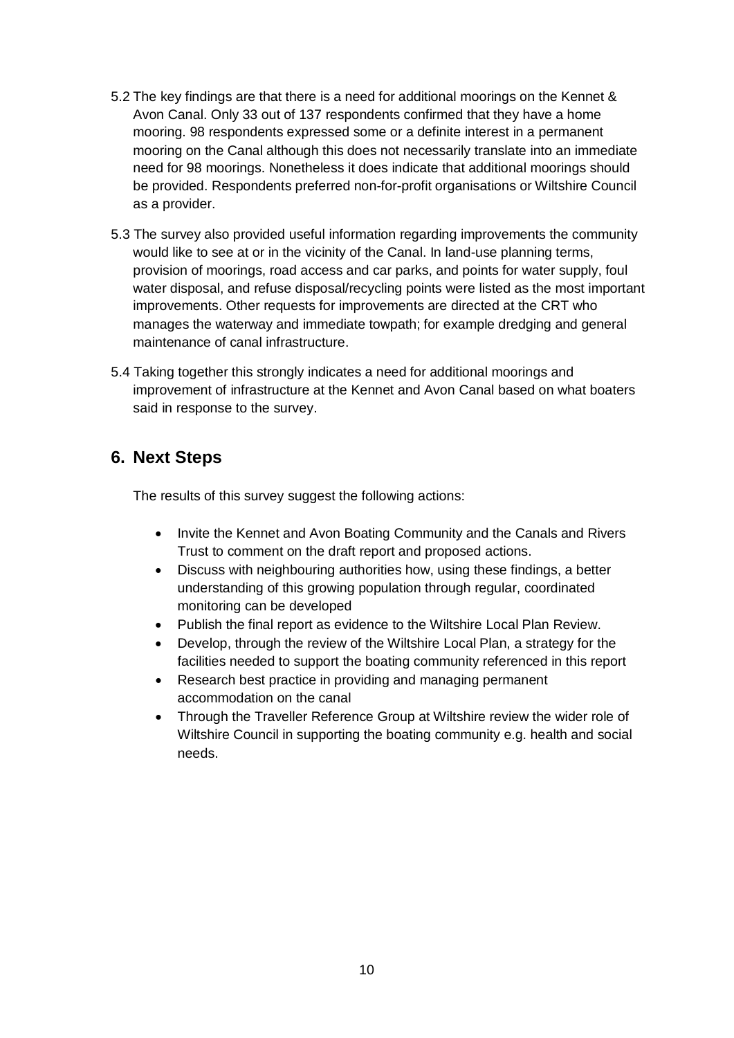5.2 The key findings are that there is a need for additional moorings on the Kennet & Avon Canal. Only 33 out of 137 respondents confirmed that they have a home mooring. 98 respondents expressed some or a definite interest in a permanent mooring on the Canal although this does not necessarily translate into an immediate need for 98 moorings. Nonetheless it does indicate that additional moorings should be provided. Respondents preferred non-for-profit organisations or Wiltshire Council as a provider.

5.3 The survey also provided useful information regarding improvements the community would like to see at or in the vicinity of the Canal. In land-use planning terms, provision of moorings, road access and car parks, and points for water supply, foul water disposal, and refuse disposal/recycling points were listed as the most important improvements. Other requests for improvements are directed at the CRT who manages the waterway and immediate towpath; for example dredging and general maintenance of canal infrastructure.

5.4 Taking together this strongly indicates a need for additional moorings and improvement of infrastructure at the Kennet and Avon Canal based on what boaters said in response to the survey.

## 6. Next Steps

The results of this survey suggest the following actions:

- Invite the Kennet and Avon Boating Community and the Canals and Rivers Trust to comment on the draft report and proposed actions.
- Discuss with neighbouring authorities how, using these findings, a better understanding of this growing population through regular, coordinated monitoring can be developed
- Publish the final report as evidence to the Wiltshire Local Plan Review.
- Develop, through the review of the Wiltshire Local Plan, a strategy for the facilities needed to support the boating community referenced in this report
- Research best practice in providing and managing permanent accommodation on the canal
- Through the Traveller Reference Group at Wiltshire review the wider role of Wiltshire Council in supporting the boating community e.g. health and social needs.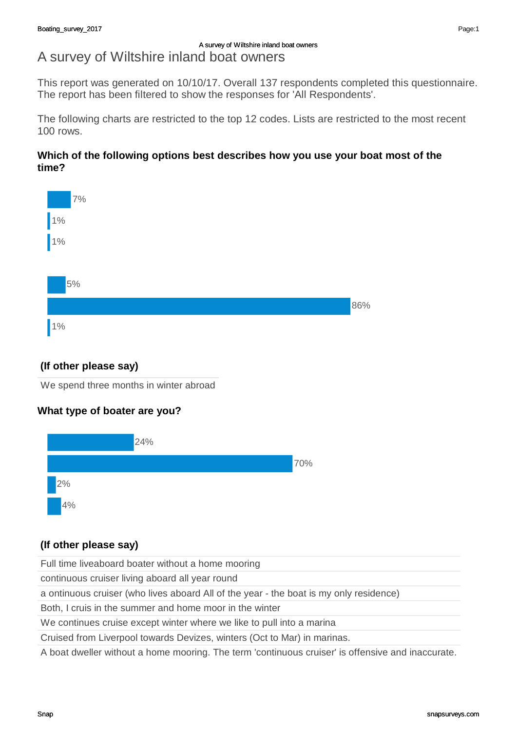# A survey of Wiltshire inland boat owners

This report was generated on 10/10/17. Overall 137 respondents completed this questionnaire. The report has been filtered to show the responses for 'All Respondents'.

The following charts are restricted to the top 12 codes. Lists are restricted to the most recent 100 rows.

### Which of the following options best describes how you use your boat most of the time?

- 7%
- 1%
- 1%
- 5%
- 86%
- 1%

#### (If other please say)

| |
|---|
| We spend three months in winter abroad |

### What type of boater are you?

- 24%
- 70%
- 2%
- 4%

#### (If other please say)

| |
|---|
| Full time liveaboard boater without a home mooring |
| continuous cruiser living aboard all year round |
| a ontinuous cruiser (who lives aboard All of the year - the boat is my only residence) |
| Both, I cruis in the summer and home moor in the winter |
| We continues cruise except winter where we like to pull into a marina |
| Cruised from Liverpool towards Devizes, winters (Oct to Mar) in marinas. |
| A boat dweller without a home mooring. The term 'continuous cruiser' is offensive and inaccurate. |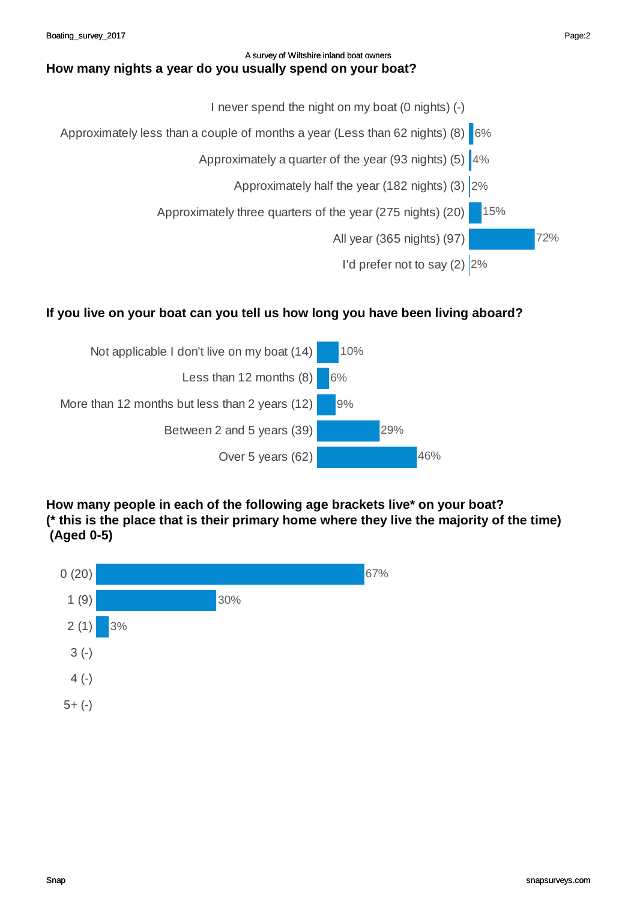A survey of Wiltshire inland boat owners

## How many nights a year do you usually spend on your boat?

| Response | % |
|---|---|
| I never spend the night on my boat (0 nights) (-) | |
| Approximately less than a couple of months a year (Less than 62 nights) (8) | 6% |
| Approximately a quarter of the year (93 nights) (5) | 4% |
| Approximately half the year (182 nights) (3) | 2% |
| Approximately three quarters of the year (275 nights) (20) | 15% |
| All year (365 nights) (97) | 72% |
| I'd prefer not to say (2) | 2% |

## If you live on your boat can you tell us how long you have been living aboard?

| Response | % |
|---|---|
| Not applicable I don't live on my boat (14) | 10% |
| Less than 12 months (8) | 6% |
| More than 12 months but less than 2 years (12) | 9% |
| Between 2 and 5 years (39) | 29% |
| Over 5 years (62) | 46% |

## How many people in each of the following age brackets live* on your boat? (* this is the place that is their primary home where they live the majority of the time) (Aged 0-5)

| Response | % |
|---|---|
| 0 (20) | 67% |
| 1 (9) | 30% |
| 2 (1) | 3% |
| 3 (-) | |
| 4 (-) | |
| 5+ (-) | |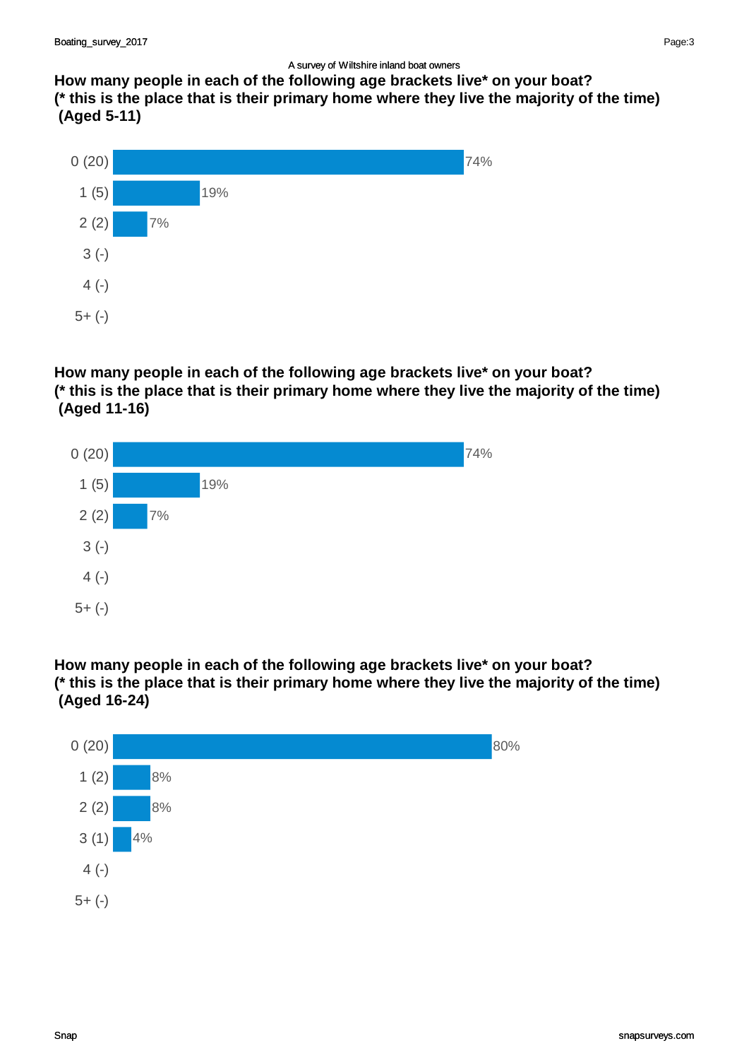A survey of Wiltshire inland boat owners

**How many people in each of the following age brackets live* on your boat?**
**(* this is the place that is their primary home where they live the majority of the time)**
**(Aged 5-11)**

| Response | Percentage |
|---|---|
| 0 (20) | 74% |
| 1 (5) | 19% |
| 2 (2) | 7% |
| 3 (-) | |
| 4 (-) | |
| 5+ (-) | |

**How many people in each of the following age brackets live* on your boat?**
**(* this is the place that is their primary home where they live the majority of the time)**
**(Aged 11-16)**

| Response | Percentage |
|---|---|
| 0 (20) | 74% |
| 1 (5) | 19% |
| 2 (2) | 7% |
| 3 (-) | |
| 4 (-) | |
| 5+ (-) | |

**How many people in each of the following age brackets live* on your boat?**
**(* this is the place that is their primary home where they live the majority of the time)**
**(Aged 16-24)**

| Response | Percentage |
|---|---|
| 0 (20) | 80% |
| 1 (2) | 8% |
| 2 (2) | 8% |
| 3 (1) | 4% |
| 4 (-) | |
| 5+ (-) | |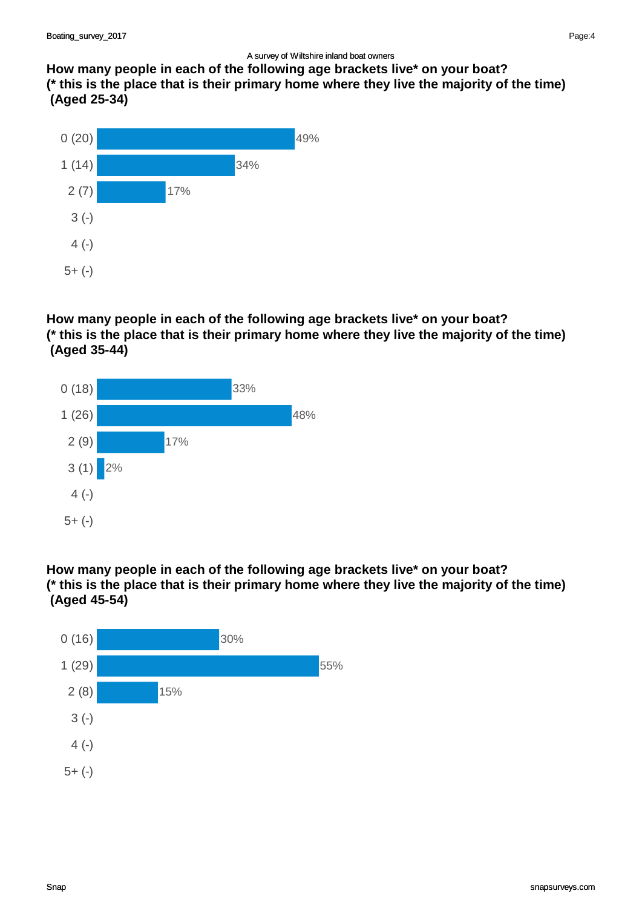A survey of Wiltshire inland boat owners

**How many people in each of the following age brackets live* on your boat?**
**(* this is the place that is their primary home where they live the majority of the time)**
**(Aged 25-34)**

| Response | Count | % |
|---|---|---|
| 0 | 20 | 49% |
| 1 | 14 | 34% |
| 2 | 7 | 17% |
| 3 | - | |
| 4 | - | |
| 5+ | - | |

**How many people in each of the following age brackets live* on your boat?**
**(* this is the place that is their primary home where they live the majority of the time)**
**(Aged 35-44)**

| Response | Count | % |
|---|---|---|
| 0 | 18 | 33% |
| 1 | 26 | 48% |
| 2 | 9 | 17% |
| 3 | 1 | 2% |
| 4 | - | |
| 5+ | - | |

**How many people in each of the following age brackets live* on your boat?**
**(* this is the place that is their primary home where they live the majority of the time)**
**(Aged 45-54)**

| Response | Count | % |
|---|---|---|
| 0 | 16 | 30% |
| 1 | 29 | 55% |
| 2 | 8 | 15% |
| 3 | - | |
| 4 | - | |
| 5+ | - | |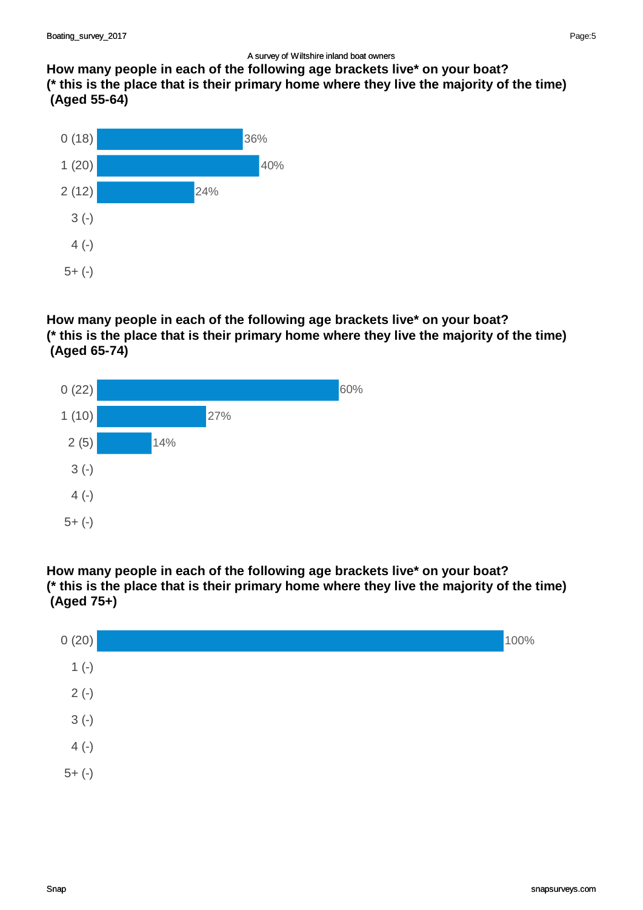A survey of Wiltshire inland boat owners

### How many people in each of the following age brackets live* on your boat?
### (* this is the place that is their primary home where they live the majority of the time)
### (Aged 55-64)

| Response | Percentage |
| --- | --- |
| 0 (18) | 36% |
| 1 (20) | 40% |
| 2 (12) | 24% |
| 3 (-) | |
| 4 (-) | |
| 5+ (-) | |

### How many people in each of the following age brackets live* on your boat?
### (* this is the place that is their primary home where they live the majority of the time)
### (Aged 65-74)

| Response | Percentage |
| --- | --- |
| 0 (22) | 60% |
| 1 (10) | 27% |
| 2 (5) | 14% |
| 3 (-) | |
| 4 (-) | |
| 5+ (-) | |

### How many people in each of the following age brackets live* on your boat?
### (* this is the place that is their primary home where they live the majority of the time)
### (Aged 75+)

| Response | Percentage |
| --- | --- |
| 0 (20) | 100% |
| 1 (-) | |
| 2 (-) | |
| 3 (-) | |
| 4 (-) | |
| 5+ (-) | |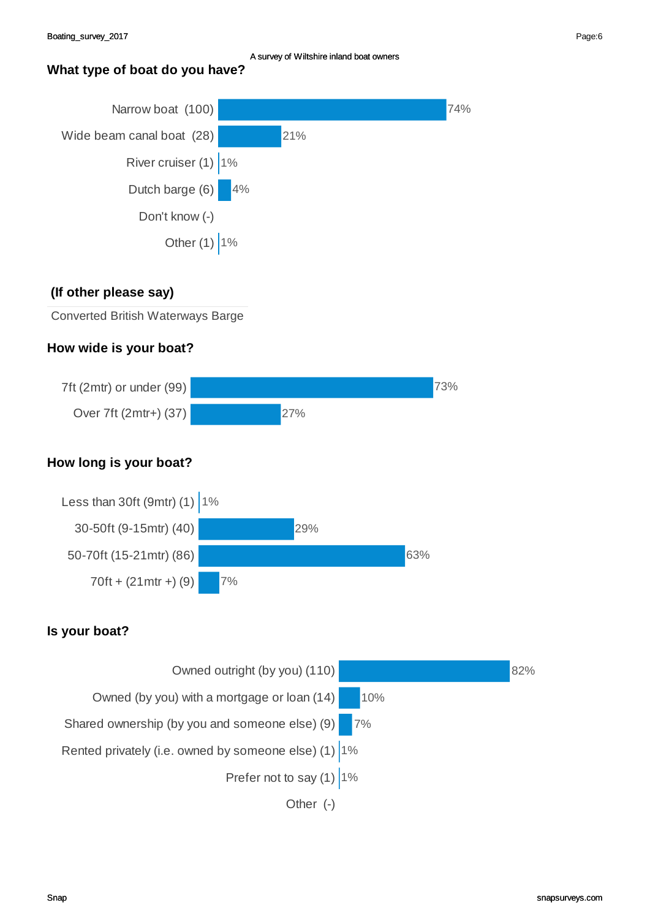A survey of Wiltshire inland boat owners

## What type of boat do you have?

| Response | Percentage |
|---|---|
| Narrow boat (100) | 74% |
| Wide beam canal boat (28) | 21% |
| River cruiser (1) | 1% |
| Dutch barge (6) | 4% |
| Don't know (-) | |
| Other (1) | 1% |

## (If other please say)

Converted British Waterways Barge

## How wide is your boat?

| Response | Percentage |
|---|---|
| 7ft (2mtr) or under (99) | 73% |
| Over 7ft (2mtr+) (37) | 27% |

## How long is your boat?

| Response | Percentage |
|---|---|
| Less than 30ft (9mtr) (1) | 1% |
| 30-50ft (9-15mtr) (40) | 29% |
| 50-70ft (15-21mtr) (86) | 63% |
| 70ft + (21mtr +) (9) | 7% |

## Is your boat?

| Response | Percentage |
|---|---|
| Owned outright (by you) (110) | 82% |
| Owned (by you) with a mortgage or loan (14) | 10% |
| Shared ownership (by you and someone else) (9) | 7% |
| Rented privately (i.e. owned by someone else) (1) | 1% |
| Prefer not to say (1) | 1% |
| Other (-) | |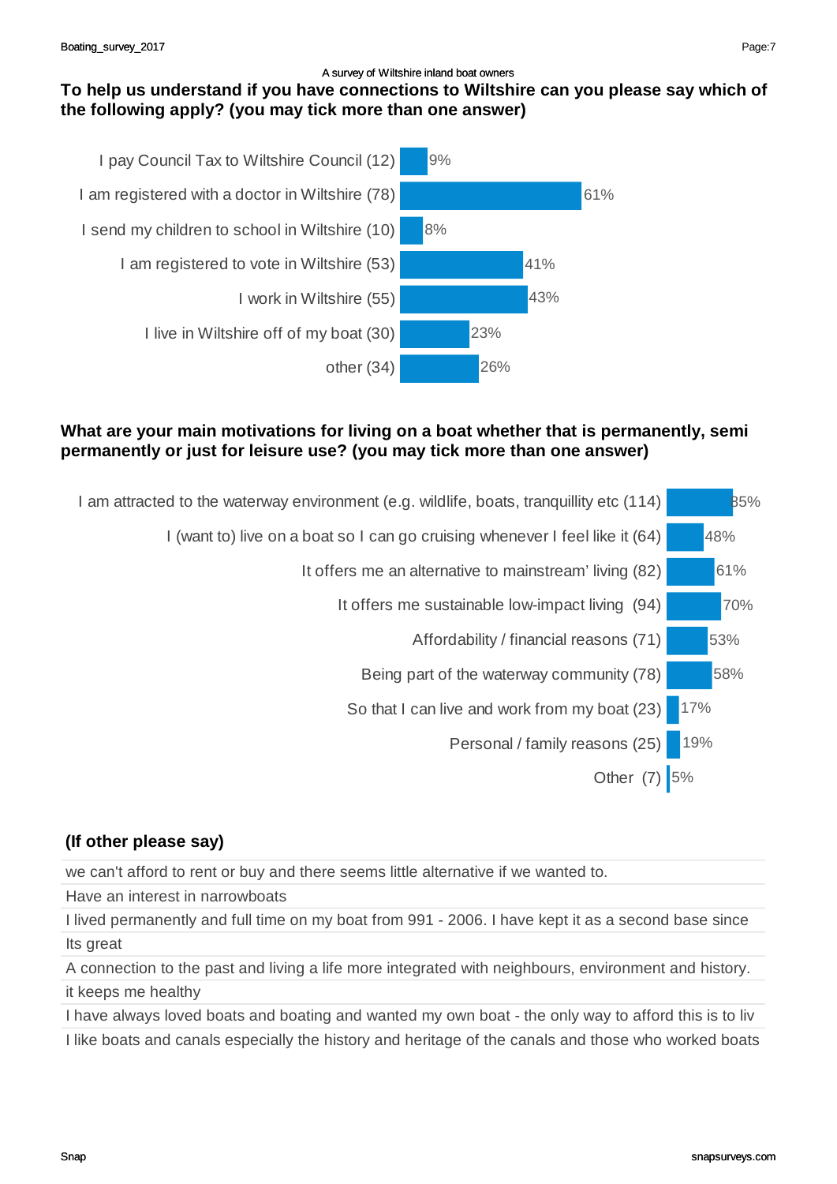A survey of Wiltshire inland boat owners

**To help us understand if you have connections to Wiltshire can you please say which of the following apply? (you may tick more than one answer)**

| Response | Percentage |
|---|---|
| I pay Council Tax to Wiltshire Council (12) | 9% |
| I am registered with a doctor in Wiltshire (78) | 61% |
| I send my children to school in Wiltshire (10) | 8% |
| I am registered to vote in Wiltshire (53) | 41% |
| I work in Wiltshire (55) | 43% |
| I live in Wiltshire off of my boat (30) | 23% |
| other (34) | 26% |

**What are your main motivations for living on a boat whether that is permanently, semi permanently or just for leisure use? (you may tick more than one answer)**

| Response | Percentage |
|---|---|
| I am attracted to the waterway environment (e.g. wildlife, boats, tranquillity etc (114) | 85% |
| I (want to) live on a boat so I can go cruising whenever I feel like it (64) | 48% |
| It offers me an alternative to mainstream' living (82) | 61% |
| It offers me sustainable low-impact living (94) | 70% |
| Affordability / financial reasons (71) | 53% |
| Being part of the waterway community (78) | 58% |
| So that I can live and work from my boat (23) | 17% |
| Personal / family reasons (25) | 19% |
| Other (7) | 5% |

**(If other please say)**

| |
|---|
| we can't afford to rent or buy and there seems little alternative if we wanted to. |
| Have an interest in narrowboats |
| I lived permanently and full time on my boat from 991 - 2006. I have kept it as a second base since |
| Its great |
| A connection to the past and living a life more integrated with neighbours, environment and history. |
| it keeps me healthy |
| I have always loved boats and boating and wanted my own boat - the only way to afford this is to liv |
| I like boats and canals especially the history and heritage of the canals and those who worked boats |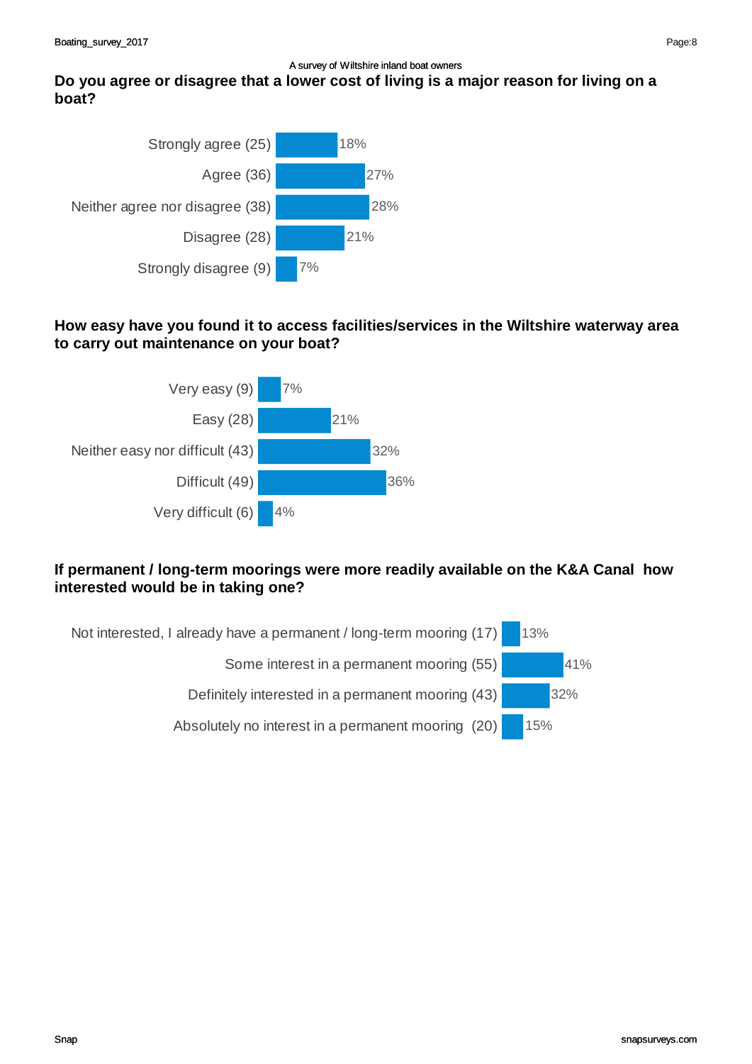A survey of Wiltshire inland boat owners

## Do you agree or disagree that a lower cost of living is a major reason for living on a boat?

| Response | Percentage |
|---|---|
| Strongly agree (25) | 18% |
| Agree (36) | 27% |
| Neither agree nor disagree (38) | 28% |
| Disagree (28) | 21% |
| Strongly disagree (9) | 7% |

## How easy have you found it to access facilities/services in the Wiltshire waterway area to carry out maintenance on your boat?

| Response | Percentage |
|---|---|
| Very easy (9) | 7% |
| Easy (28) | 21% |
| Neither easy nor difficult (43) | 32% |
| Difficult (49) | 36% |
| Very difficult (6) | 4% |

## If permanent / long-term moorings were more readily available on the K&A Canal how interested would be in taking one?

| Response | Percentage |
|---|---|
| Not interested, I already have a permanent / long-term mooring (17) | 13% |
| Some interest in a permanent mooring (55) | 41% |
| Definitely interested in a permanent mooring (43) | 32% |
| Absolutely no interest in a permanent mooring (20) | 15% |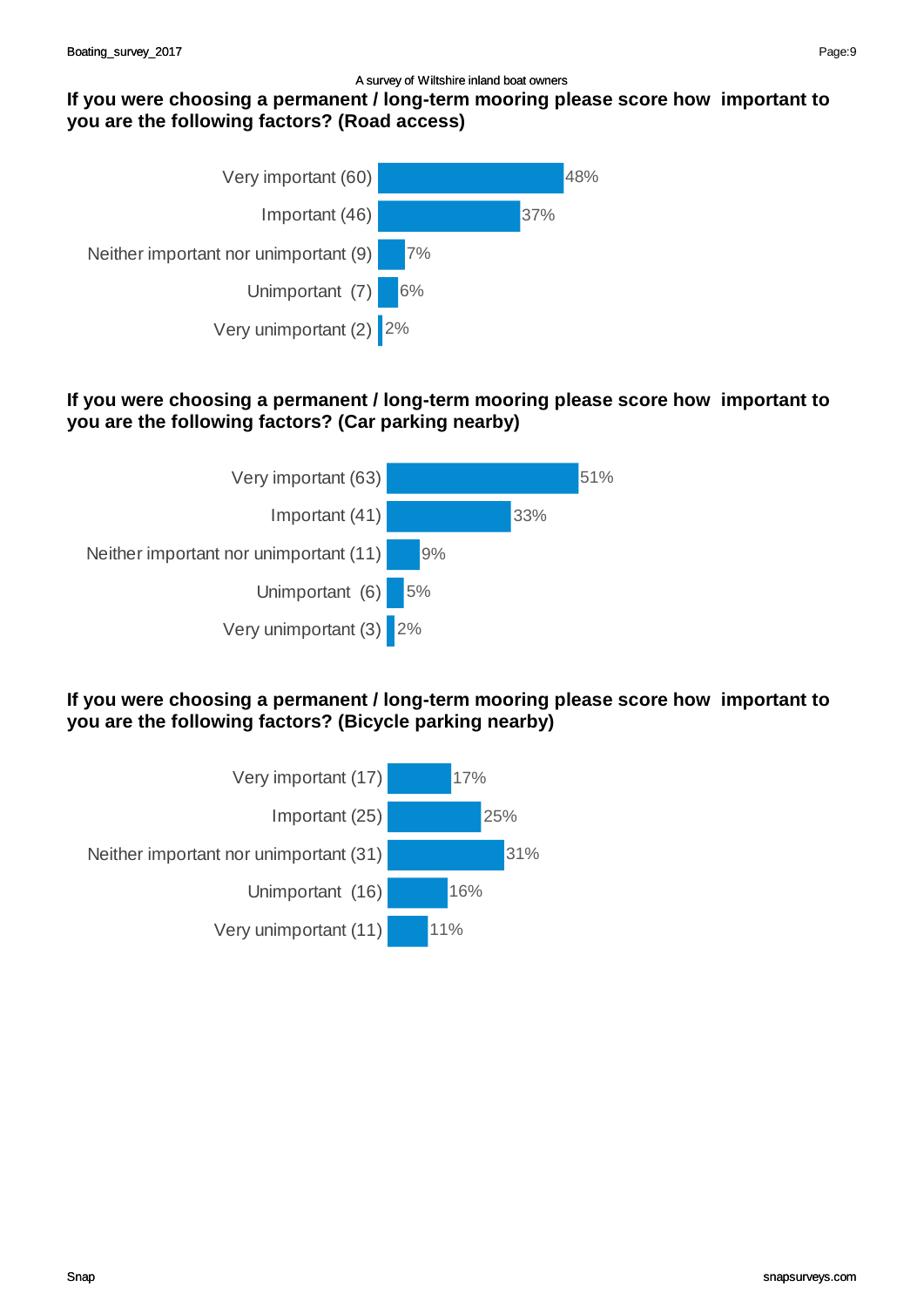A survey of Wiltshire inland boat owners

## If you were choosing a permanent / long-term mooring please score how important to you are the following factors? (Road access)

| Response | Percentage |
| --- | --- |
| Very important (60) | 48% |
| Important (46) | 37% |
| Neither important nor unimportant (9) | 7% |
| Unimportant (7) | 6% |
| Very unimportant (2) | 2% |

## If you were choosing a permanent / long-term mooring please score how important to you are the following factors? (Car parking nearby)

| Response | Percentage |
| --- | --- |
| Very important (63) | 51% |
| Important (41) | 33% |
| Neither important nor unimportant (11) | 9% |
| Unimportant (6) | 5% |
| Very unimportant (3) | 2% |

## If you were choosing a permanent / long-term mooring please score how important to you are the following factors? (Bicycle parking nearby)

| Response | Percentage |
| --- | --- |
| Very important (17) | 17% |
| Important (25) | 25% |
| Neither important nor unimportant (31) | 31% |
| Unimportant (16) | 16% |
| Very unimportant (11) | 11% |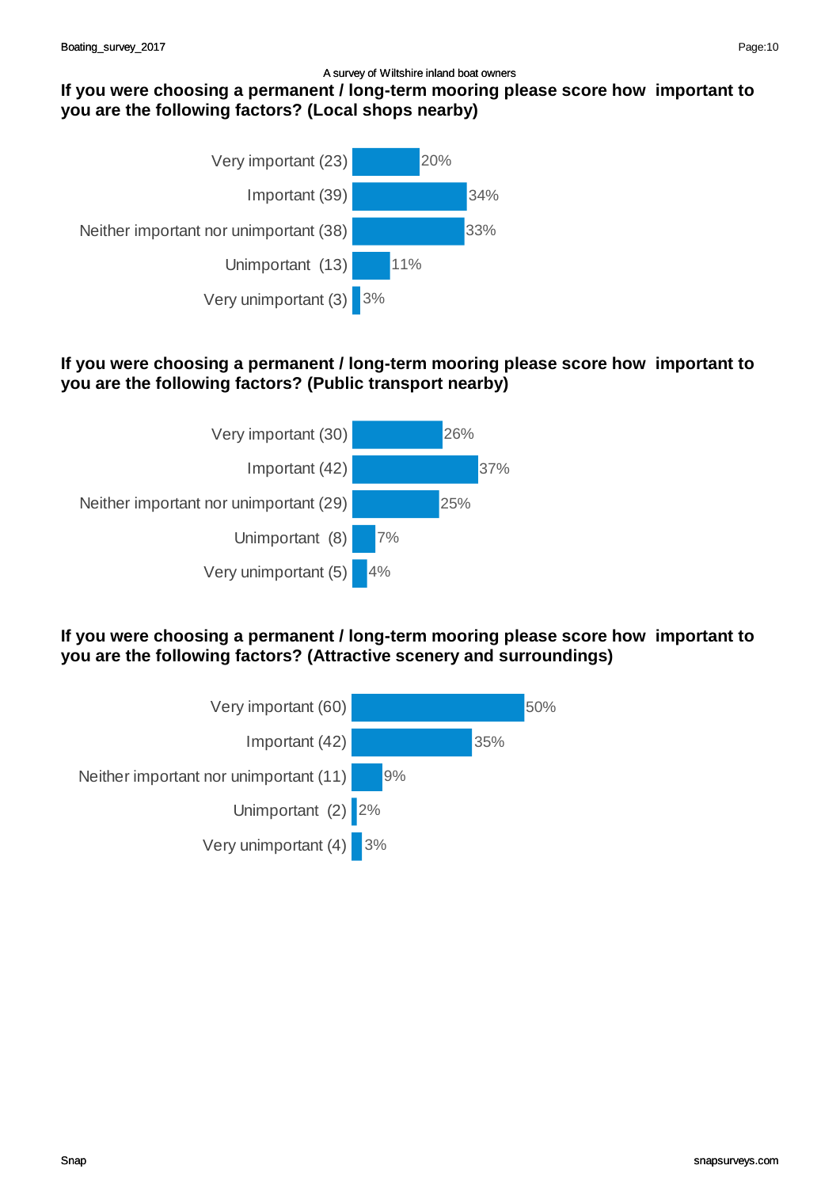A survey of Wiltshire inland boat owners

**If you were choosing a permanent / long-term mooring please score how important to you are the following factors? (Local shops nearby)**

| Response | Percentage |
| --- | --- |
| Very important (23) | 20% |
| Important (39) | 34% |
| Neither important nor unimportant (38) | 33% |
| Unimportant (13) | 11% |
| Very unimportant (3) | 3% |

**If you were choosing a permanent / long-term mooring please score how important to you are the following factors? (Public transport nearby)**

| Response | Percentage |
| --- | --- |
| Very important (30) | 26% |
| Important (42) | 37% |
| Neither important nor unimportant (29) | 25% |
| Unimportant (8) | 7% |
| Very unimportant (5) | 4% |

**If you were choosing a permanent / long-term mooring please score how important to you are the following factors? (Attractive scenery and surroundings)**

| Response | Percentage |
| --- | --- |
| Very important (60) | 50% |
| Important (42) | 35% |
| Neither important nor unimportant (11) | 9% |
| Unimportant (2) | 2% |
| Very unimportant (4) | 3% |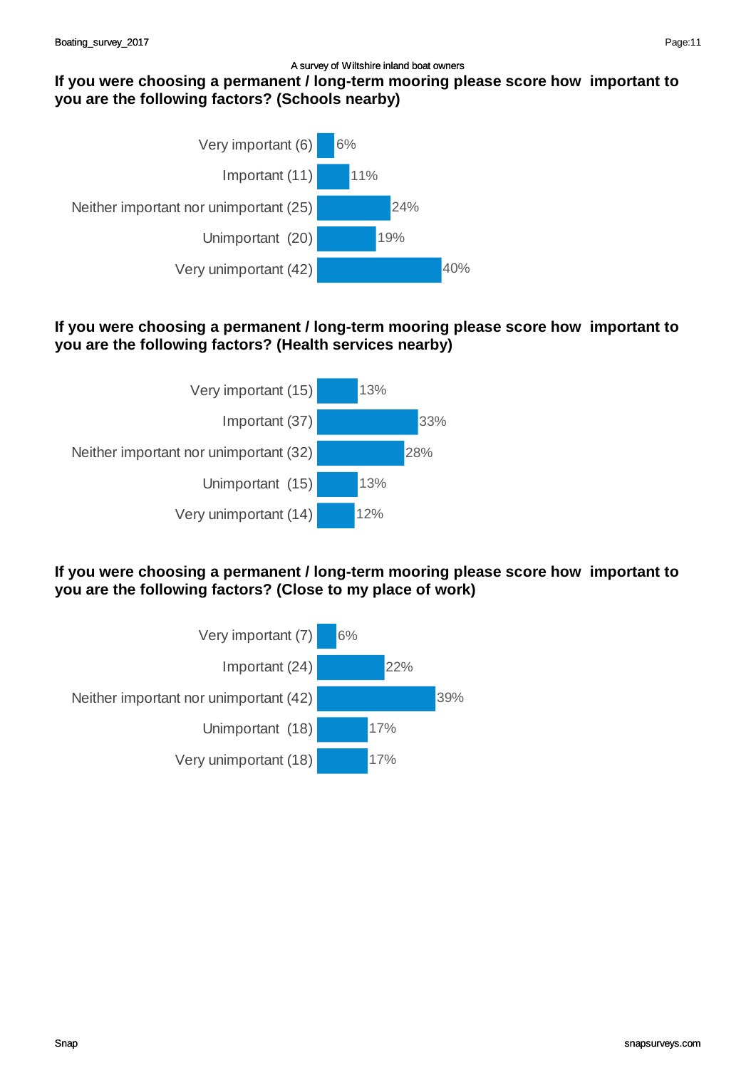A survey of Wiltshire inland boat owners

### If you were choosing a permanent / long-term mooring please score how important to you are the following factors? (Schools nearby)

| Response | % |
|---|---|
| Very important (6) | 6% |
| Important (11) | 11% |
| Neither important nor unimportant (25) | 24% |
| Unimportant (20) | 19% |
| Very unimportant (42) | 40% |

### If you were choosing a permanent / long-term mooring please score how important to you are the following factors? (Health services nearby)

| Response | % |
|---|---|
| Very important (15) | 13% |
| Important (37) | 33% |
| Neither important nor unimportant (32) | 28% |
| Unimportant (15) | 13% |
| Very unimportant (14) | 12% |

### If you were choosing a permanent / long-term mooring please score how important to you are the following factors? (Close to my place of work)

| Response | % |
|---|---|
| Very important (7) | 6% |
| Important (24) | 22% |
| Neither important nor unimportant (42) | 39% |
| Unimportant (18) | 17% |
| Very unimportant (18) | 17% |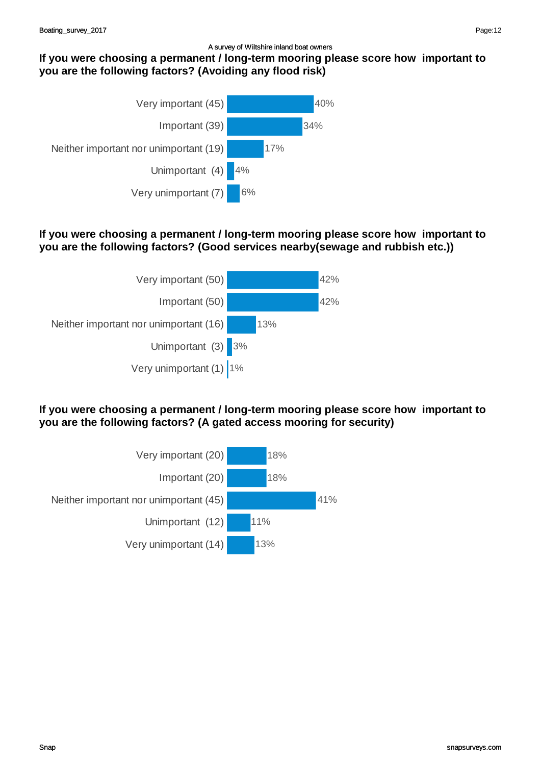A survey of Wiltshire inland boat owners

## If you were choosing a permanent / long-term mooring please score how important to you are the following factors? (Avoiding any flood risk)

| Response | Percentage |
| --- | --- |
| Very important (45) | 40% |
| Important (39) | 34% |
| Neither important nor unimportant (19) | 17% |
| Unimportant (4) | 4% |
| Very unimportant (7) | 6% |

## If you were choosing a permanent / long-term mooring please score how important to you are the following factors? (Good services nearby(sewage and rubbish etc.))

| Response | Percentage |
| --- | --- |
| Very important (50) | 42% |
| Important (50) | 42% |
| Neither important nor unimportant (16) | 13% |
| Unimportant (3) | 3% |
| Very unimportant (1) | 1% |

## If you were choosing a permanent / long-term mooring please score how important to you are the following factors? (A gated access mooring for security)

| Response | Percentage |
| --- | --- |
| Very important (20) | 18% |
| Important (20) | 18% |
| Neither important nor unimportant (45) | 41% |
| Unimportant (12) | 11% |
| Very unimportant (14) | 13% |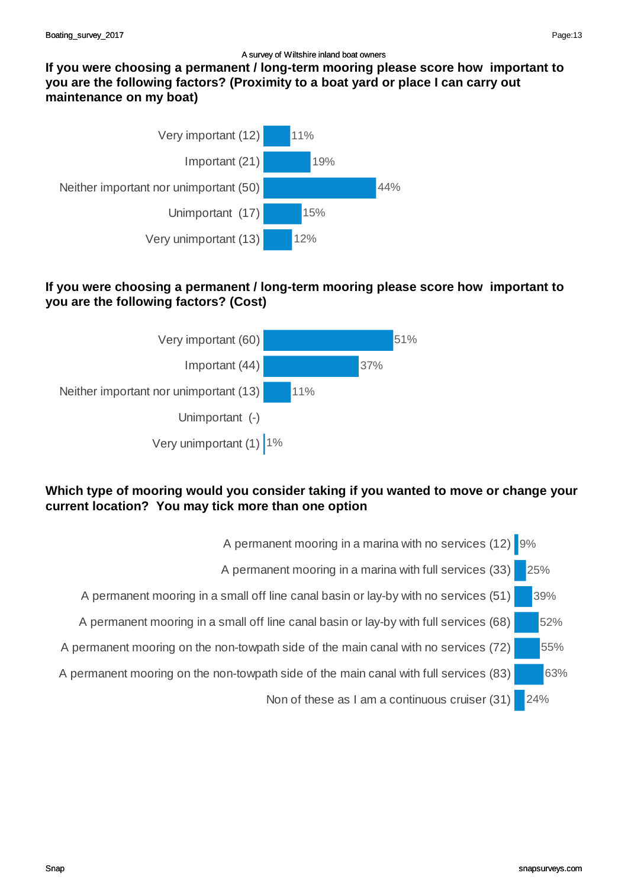A survey of Wiltshire inland boat owners

## If you were choosing a permanent / long-term mooring please score how important to you are the following factors? (Proximity to a boat yard or place I can carry out maintenance on my boat)

| Response | Percentage |
|---|---|
| Very important (12) | 11% |
| Important (21) | 19% |
| Neither important nor unimportant (50) | 44% |
| Unimportant (17) | 15% |
| Very unimportant (13) | 12% |

## If you were choosing a permanent / long-term mooring please score how important to you are the following factors? (Cost)

| Response | Percentage |
|---|---|
| Very important (60) | 51% |
| Important (44) | 37% |
| Neither important nor unimportant (13) | 11% |
| Unimportant (-) | |
| Very unimportant (1) | 1% |

## Which type of mooring would you consider taking if you wanted to move or change your current location? You may tick more than one option

| Response | Percentage |
|---|---|
| A permanent mooring in a marina with no services (12) | 9% |
| A permanent mooring in a marina with full services (33) | 25% |
| A permanent mooring in a small off line canal basin or lay-by with no services (51) | 39% |
| A permanent mooring in a small off line canal basin or lay-by with full services (68) | 52% |
| A permanent mooring on the non-towpath side of the main canal with no services (72) | 55% |
| A permanent mooring on the non-towpath side of the main canal with full services (83) | 63% |
| Non of these as I am a continuous cruiser (31) | 24% |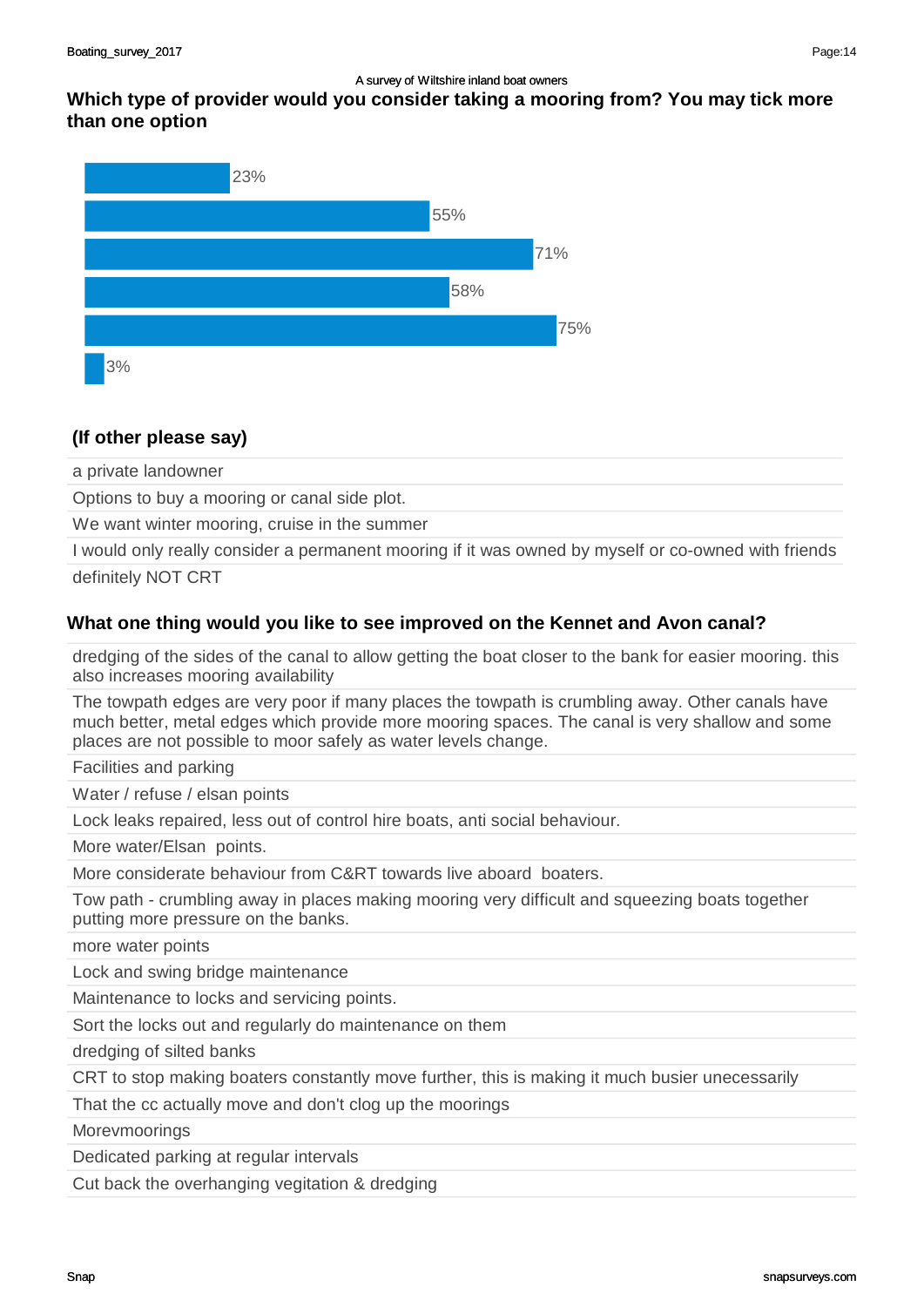A survey of Wiltshire inland boat owners

## Which type of provider would you consider taking a mooring from? You may tick more than one option

| Value |
|---|
| 23% |
| 55% |
| 71% |
| 58% |
| 75% |
| 3% |

### (If other please say)

- a private landowner
- Options to buy a mooring or canal side plot.
- We want winter mooring, cruise in the summer
- I would only really consider a permanent mooring if it was owned by myself or co-owned with friends
- definitely NOT CRT

## What one thing would you like to see improved on the Kennet and Avon canal?

- dredging of the sides of the canal to allow getting the boat closer to the bank for easier mooring. this also increases mooring availability
- The towpath edges are very poor if many places the towpath is crumbling away. Other canals have much better, metal edges which provide more mooring spaces. The canal is very shallow and some places are not possible to moor safely as water levels change.
- Facilities and parking
- Water / refuse / elsan points
- Lock leaks repaired, less out of control hire boats, anti social behaviour.
- More water/Elsan points.
- More considerate behaviour from C&RT towards live aboard boaters.
- Tow path - crumbling away in places making mooring very difficult and squeezing boats together putting more pressure on the banks.
- more water points
- Lock and swing bridge maintenance
- Maintenance to locks and servicing points.
- Sort the locks out and regularly do maintenance on them
- dredging of silted banks
- CRT to stop making boaters constantly move further, this is making it much busier unecessarily
- That the cc actually move and don't clog up the moorings
- Morevmoorings
- Dedicated parking at regular intervals
- Cut back the overhanging vegitation & dredging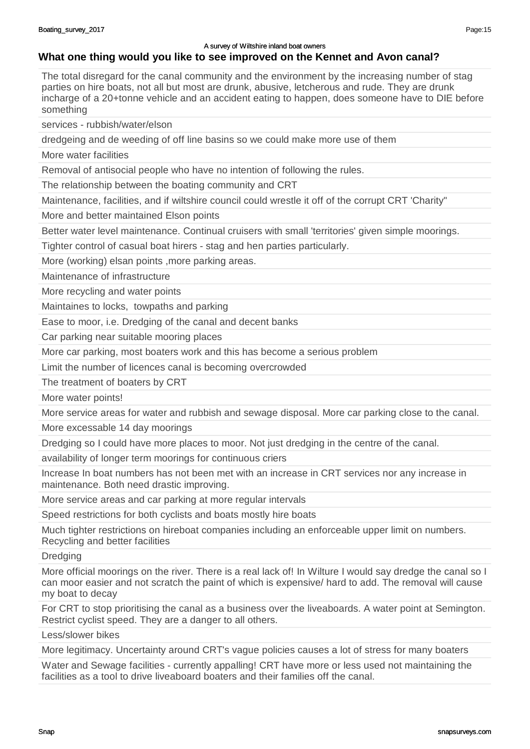A survey of Wiltshire inland boat owners

## What one thing would you like to see improved on the Kennet and Avon canal?

The total disregard for the canal community and the environment by the increasing number of stag parties on hire boats, not all but most are drunk, abusive, letcherous and rude. They are drunk incharge of a 20+tonne vehicle and an accident eating to happen, does someone have to DIE before something

services - rubbish/water/elson

dredgeing and de weeding of off line basins so we could make more use of them

More water facilities

Removal of antisocial people who have no intention of following the rules.

The relationship between the boating community and CRT

Maintenance, facilities, and if wiltshire council could wrestle it off of the corrupt CRT 'Charity"

More and better maintained Elson points

Better water level maintenance. Continual cruisers with small 'territories' given simple moorings.

Tighter control of casual boat hirers - stag and hen parties particularly.

More (working) elsan points ,more parking areas.

Maintenance of infrastructure

More recycling and water points

Maintaines to locks, towpaths and parking

Ease to moor, i.e. Dredging of the canal and decent banks

Car parking near suitable mooring places

More car parking, most boaters work and this has become a serious problem

Limit the number of licences canal is becoming overcrowded

The treatment of boaters by CRT

More water points!

More service areas for water and rubbish and sewage disposal. More car parking close to the canal.

More excessable 14 day moorings

Dredging so I could have more places to moor. Not just dredging in the centre of the canal.

availability of longer term moorings for continuous criers

Increase In boat numbers has not been met with an increase in CRT services nor any increase in maintenance. Both need drastic improving.

More service areas and car parking at more regular intervals

Speed restrictions for both cyclists and boats mostly hire boats

Much tighter restrictions on hireboat companies including an enforceable upper limit on numbers. Recycling and better facilities

Dredging

More official moorings on the river. There is a real lack of! In Wilture I would say dredge the canal so I can moor easier and not scratch the paint of which is expensive/ hard to add. The removal will cause my boat to decay

For CRT to stop prioritising the canal as a business over the liveaboards. A water point at Semington. Restrict cyclist speed. They are a danger to all others.

Less/slower bikes

More legitimacy. Uncertainty around CRT's vague policies causes a lot of stress for many boaters

Water and Sewage facilities - currently appalling! CRT have more or less used not maintaining the facilities as a tool to drive liveaboard boaters and their families off the canal.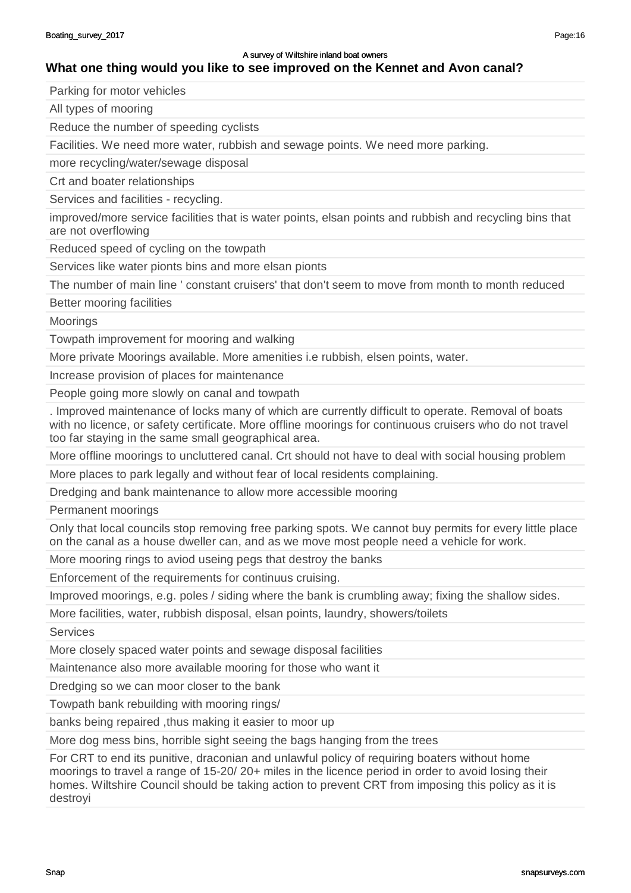A survey of Wiltshire inland boat owners

## What one thing would you like to see improved on the Kennet and Avon canal?

| |
|---|
| Parking for motor vehicles |
| All types of mooring |
| Reduce the number of speeding cyclists |
| Facilities. We need more water, rubbish and sewage points. We need more parking. |
| more recycling/water/sewage disposal |
| Crt and boater relationships |
| Services and facilities - recycling. |
| improved/more service facilities that is water points, elsan points and rubbish and recycling bins that are not overflowing |
| Reduced speed of cycling on the towpath |
| Services like water pionts bins and more elsan pionts |
| The number of main line ' constant cruisers' that don't seem to move from month to month reduced |
| Better mooring facilities |
| Moorings |
| Towpath improvement for mooring and walking |
| More private Moorings available. More amenities i.e rubbish, elsen points, water. |
| Increase provision of places for maintenance |
| People going more slowly on canal and towpath |
| . Improved maintenance of locks many of which are currently difficult to operate. Removal of boats with no licence, or safety certificate. More offline moorings for continuous cruisers who do not travel too far staying in the same small geographical area. |
| More offline moorings to uncluttered canal. Crt should not have to deal with social housing problem |
| More places to park legally and without fear of local residents complaining. |
| Dredging and bank maintenance to allow more accessible mooring |
| Permanent moorings |
| Only that local councils stop removing free parking spots. We cannot buy permits for every little place on the canal as a house dweller can, and as we move most people need a vehicle for work. |
| More mooring rings to aviod useing pegs that destroy the banks |
| Enforcement of the requirements for continuus cruising. |
| Improved moorings, e.g. poles / siding where the bank is crumbling away; fixing the shallow sides. |
| More facilities, water, rubbish disposal, elsan points, laundry, showers/toilets |
| Services |
| More closely spaced water points and sewage disposal facilities |
| Maintenance also more available mooring for those who want it |
| Dredging so we can moor closer to the bank |
| Towpath bank rebuilding with mooring rings/ |
| banks being repaired ,thus making it easier to moor up |
| More dog mess bins, horrible sight seeing the bags hanging from the trees |
| For CRT to end its punitive, draconian and unlawful policy of requiring boaters without home moorings to travel a range of 15-20/ 20+ miles in the licence period in order to avoid losing their homes. Wiltshire Council should be taking action to prevent CRT from imposing this policy as it is destroyi |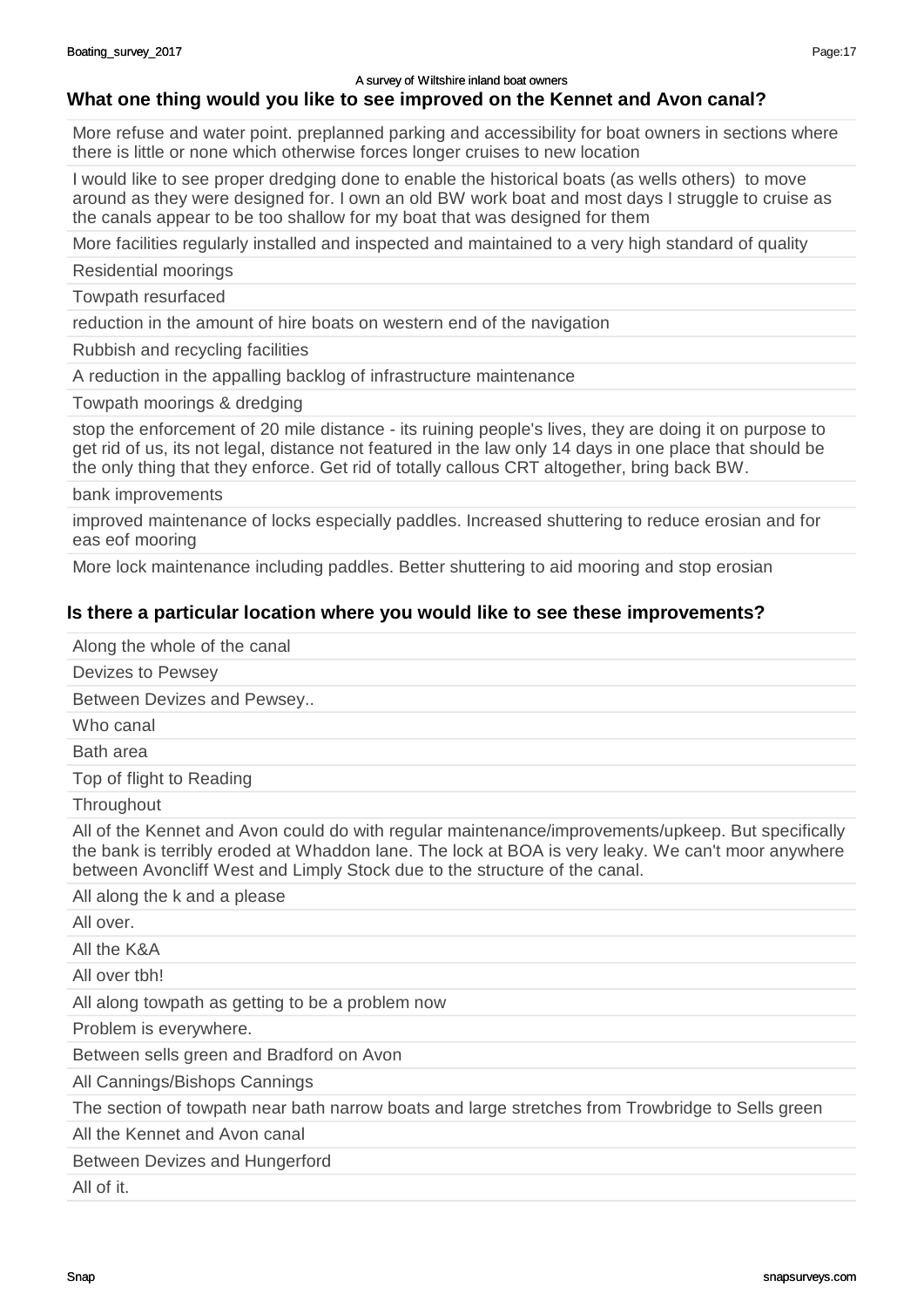## What one thing would you like to see improved on the Kennet and Avon canal?

- More refuse and water point. preplanned parking and accessibility for boat owners in sections where there is little or none which otherwise forces longer cruises to new location
- I would like to see proper dredging done to enable the historical boats (as wells others) to move around as they were designed for. I own an old BW work boat and most days I struggle to cruise as the canals appear to be too shallow for my boat that was designed for them
- More facilities regularly installed and inspected and maintained to a very high standard of quality
- Residential moorings
- Towpath resurfaced
- reduction in the amount of hire boats on western end of the navigation
- Rubbish and recycling facilities
- A reduction in the appalling backlog of infrastructure maintenance
- Towpath moorings & dredging
- stop the enforcement of 20 mile distance - its ruining people's lives, they are doing it on purpose to get rid of us, its not legal, distance not featured in the law only 14 days in one place that should be the only thing that they enforce. Get rid of totally callous CRT altogether, bring back BW.
- bank improvements
- improved maintenance of locks especially paddles. Increased shuttering to reduce erosian and for eas eof mooring
- More lock maintenance including paddles. Better shuttering to aid mooring and stop erosian

## Is there a particular location where you would like to see these improvements?

- Along the whole of the canal
- Devizes to Pewsey
- Between Devizes and Pewsey..
- Who canal
- Bath area
- Top of flight to Reading
- Throughout
- All of the Kennet and Avon could do with regular maintenance/improvements/upkeep. But specifically the bank is terribly eroded at Whaddon lane. The lock at BOA is very leaky. We can't moor anywhere between Avoncliff West and Limply Stock due to the structure of the canal.
- All along the k and a please
- All over.
- All the K&A
- All over tbh!
- All along towpath as getting to be a problem now
- Problem is everywhere.
- Between sells green and Bradford on Avon
- All Cannings/Bishops Cannings
- The section of towpath near bath narrow boats and large stretches from Trowbridge to Sells green
- All the Kennet and Avon canal
- Between Devizes and Hungerford
- All of it.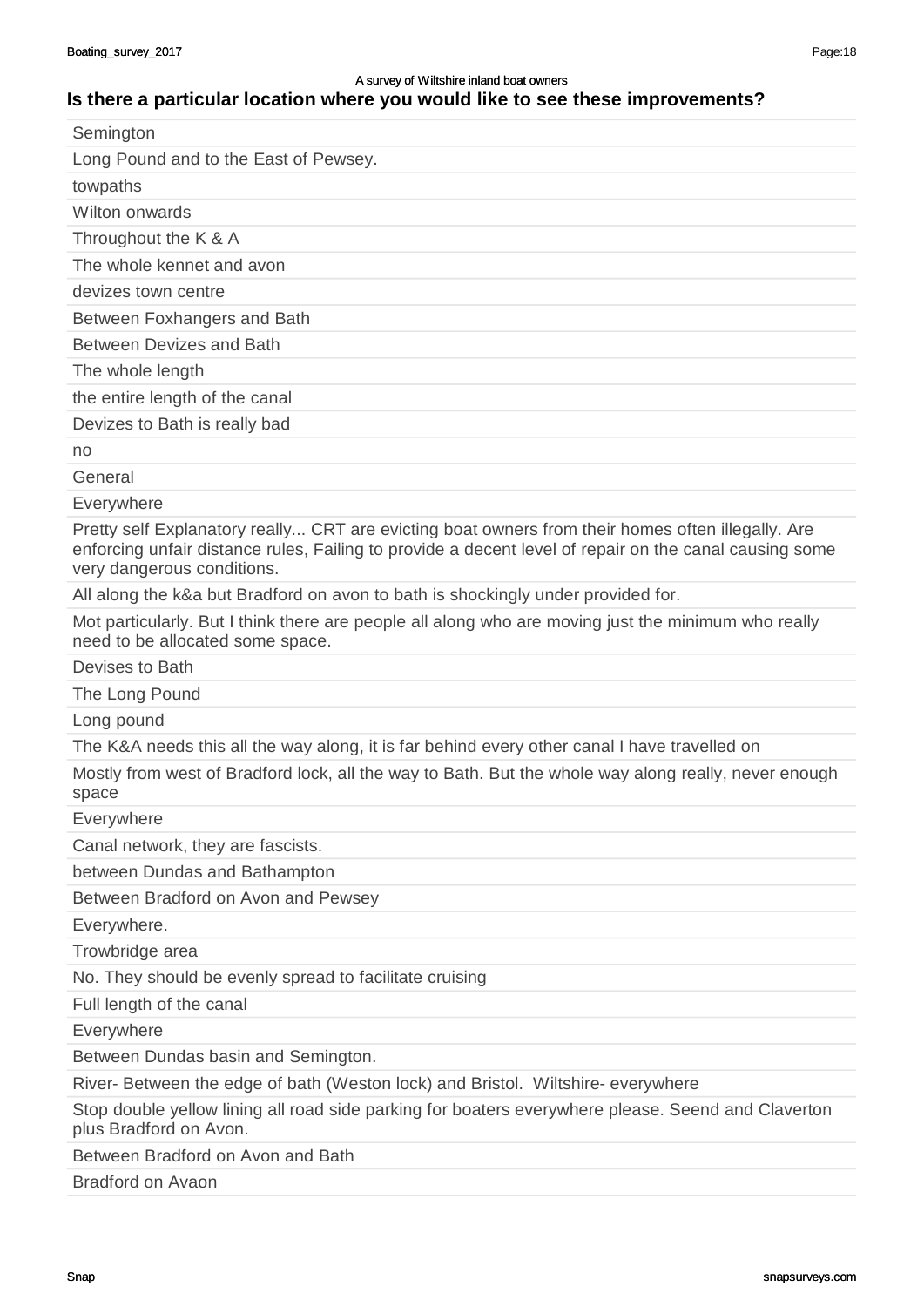A survey of Wiltshire inland boat owners

## Is there a particular location where you would like to see these improvements?

| |
|---|
| Semington |
| Long Pound and to the East of Pewsey. |
| towpaths |
| Wilton onwards |
| Throughout the K & A |
| The whole kennet and avon |
| devizes town centre |
| Between Foxhangers and Bath |
| Between Devizes and Bath |
| The whole length |
| the entire length of the canal |
| Devizes to Bath is really bad |
| no |
| General |
| Everywhere |
| Pretty self Explanatory really... CRT are evicting boat owners from their homes often illegally. Are enforcing unfair distance rules, Failing to provide a decent level of repair on the canal causing some very dangerous conditions. |
| All along the k&a but Bradford on avon to bath is shockingly under provided for. |
| Mot particularly. But I think there are people all along who are moving just the minimum who really need to be allocated some space. |
| Devises to Bath |
| The Long Pound |
| Long pound |
| The K&A needs this all the way along, it is far behind every other canal I have travelled on |
| Mostly from west of Bradford lock, all the way to Bath. But the whole way along really, never enough space |
| Everywhere |
| Canal network, they are fascists. |
| between Dundas and Bathampton |
| Between Bradford on Avon and Pewsey |
| Everywhere. |
| Trowbridge area |
| No. They should be evenly spread to facilitate cruising |
| Full length of the canal |
| Everywhere |
| Between Dundas basin and Semington. |
| River- Between the edge of bath (Weston lock) and Bristol. Wiltshire- everywhere |
| Stop double yellow lining all road side parking for boaters everywhere please. Seend and Claverton plus Bradford on Avon. |
| Between Bradford on Avon and Bath |
| Bradford on Avaon |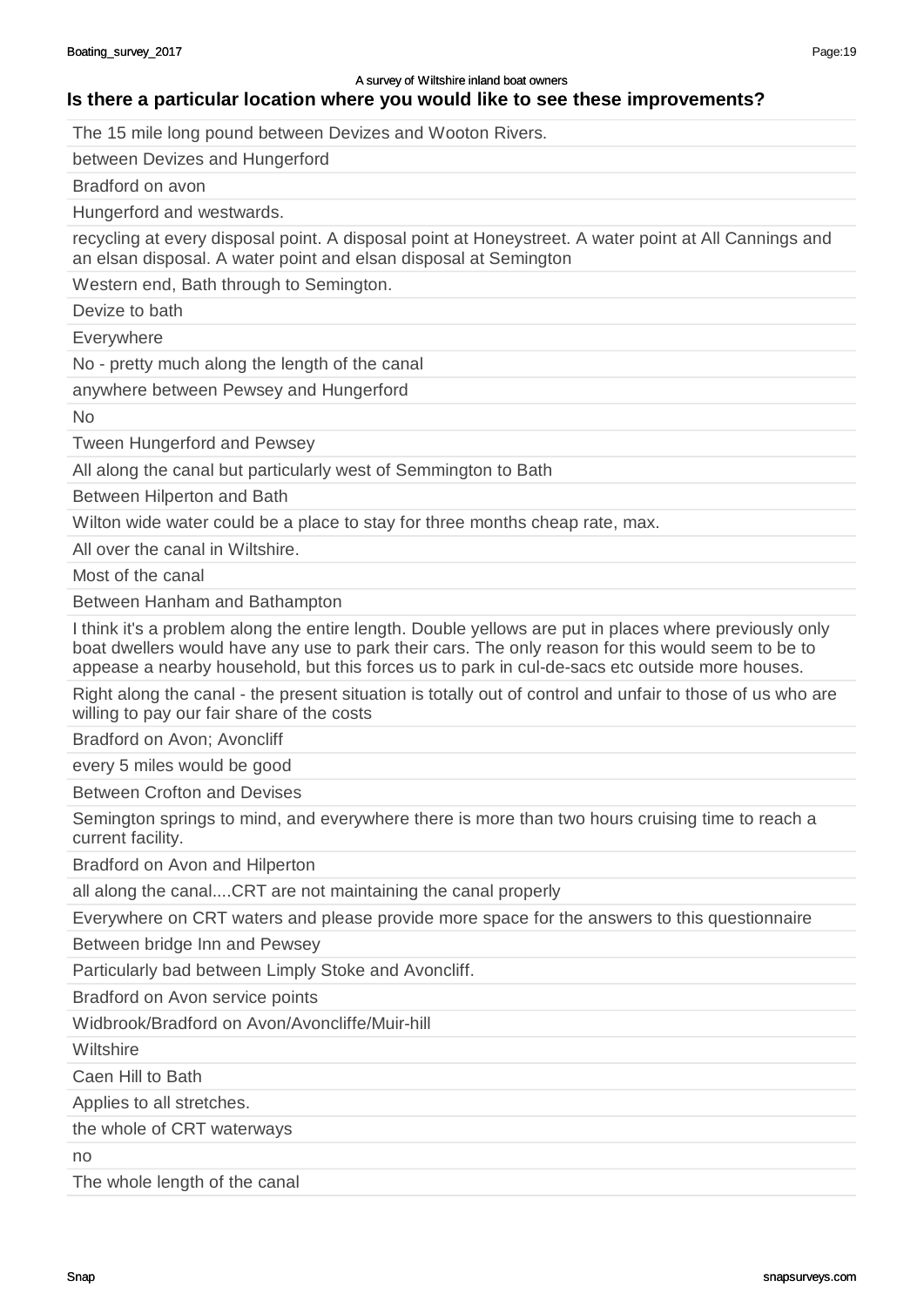## Is there a particular location where you would like to see these improvements?

| |
|---|
| The 15 mile long pound between Devizes and Wooton Rivers. |
| between Devizes and Hungerford |
| Bradford on avon |
| Hungerford and westwards. |
| recycling at every disposal point. A disposal point at Honeystreet. A water point at All Cannings and an elsan disposal. A water point and elsan disposal at Semington |
| Western end, Bath through to Semington. |
| Devize to bath |
| Everywhere |
| No - pretty much along the length of the canal |
| anywhere between Pewsey and Hungerford |
| No |
| Tween Hungerford and Pewsey |
| All along the canal but particularly west of Semmington to Bath |
| Between Hilperton and Bath |
| Wilton wide water could be a place to stay for three months cheap rate, max. |
| All over the canal in Wiltshire. |
| Most of the canal |
| Between Hanham and Bathampton |
| I think it's a problem along the entire length. Double yellows are put in places where previously only boat dwellers would have any use to park their cars. The only reason for this would seem to be to appease a nearby household, but this forces us to park in cul-de-sacs etc outside more houses. |
| Right along the canal - the present situation is totally out of control and unfair to those of us who are willing to pay our fair share of the costs |
| Bradford on Avon; Avoncliff |
| every 5 miles would be good |
| Between Crofton and Devises |
| Semington springs to mind, and everywhere there is more than two hours cruising time to reach a current facility. |
| Bradford on Avon and Hilperton |
| all along the canal....CRT are not maintaining the canal properly |
| Everywhere on CRT waters and please provide more space for the answers to this questionnaire |
| Between bridge Inn and Pewsey |
| Particularly bad between Limply Stoke and Avoncliff. |
| Bradford on Avon service points |
| Widbrook/Bradford on Avon/Avoncliffe/Muir-hill |
| Wiltshire |
| Caen Hill to Bath |
| Applies to all stretches. |
| the whole of CRT waterways |
| no |
| The whole length of the canal |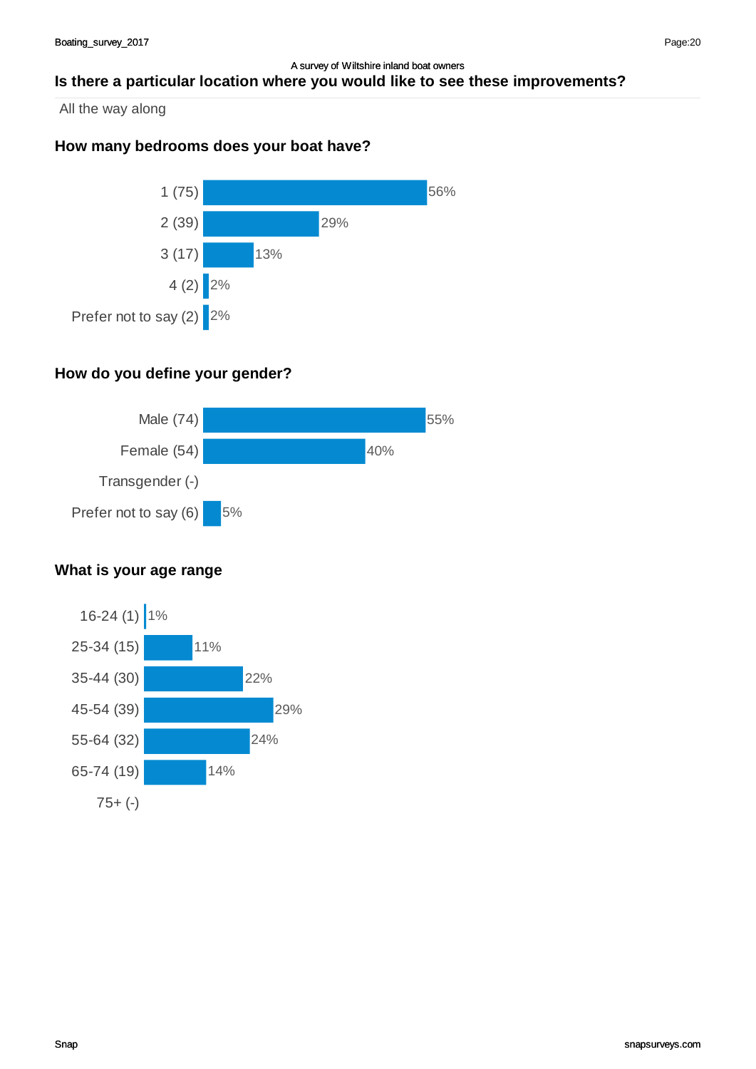A survey of Wiltshire inland boat owners

## Is there a particular location where you would like to see these improvements?

All the way along

## How many bedrooms does your boat have?

| Response | Percentage |
|---|---|
| 1 (75) | 56% |
| 2 (39) | 29% |
| 3 (17) | 13% |
| 4 (2) | 2% |
| Prefer not to say (2) | 2% |

## How do you define your gender?

| Response | Percentage |
|---|---|
| Male (74) | 55% |
| Female (54) | 40% |
| Transgender (-) | |
| Prefer not to say (6) | 5% |

## What is your age range

| Response | Percentage |
|---|---|
| 16-24 (1) | 1% |
| 25-34 (15) | 11% |
| 35-44 (30) | 22% |
| 45-54 (39) | 29% |
| 55-64 (32) | 24% |
| 65-74 (19) | 14% |
| 75+ (-) | |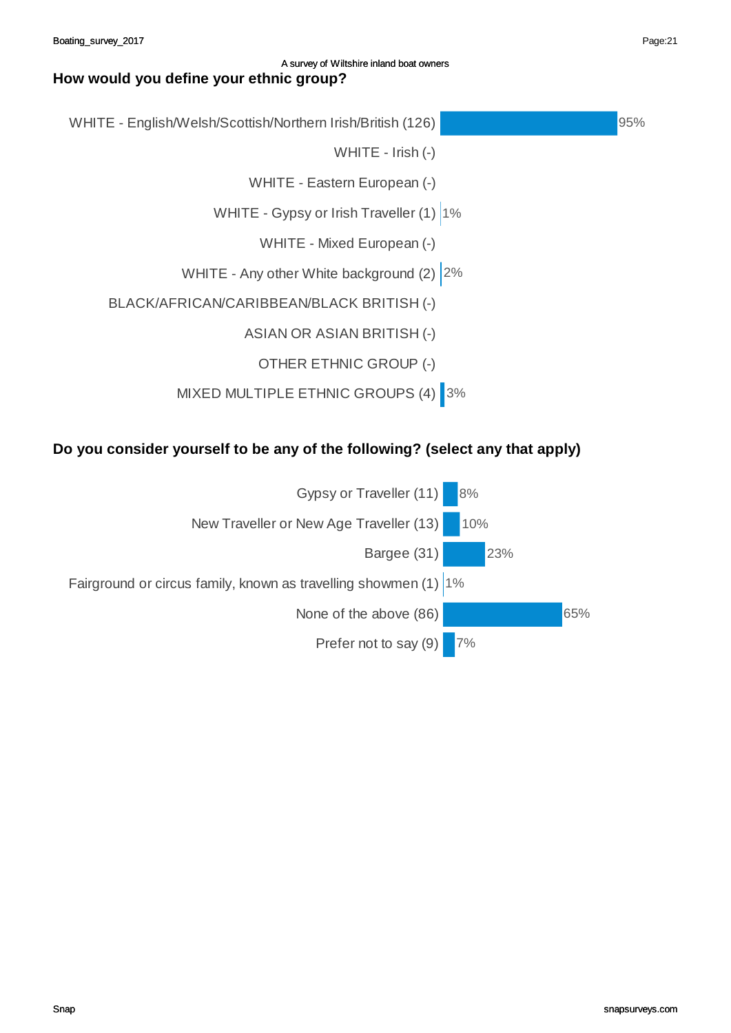A survey of Wiltshire inland boat owners

## How would you define your ethnic group?

| Response | % |
|---|---|
| WHITE - English/Welsh/Scottish/Northern Irish/British (126) | 95% |
| WHITE - Irish (-) | |
| WHITE - Eastern European (-) | |
| WHITE - Gypsy or Irish Traveller (1) | 1% |
| WHITE - Mixed European (-) | |
| WHITE - Any other White background (2) | 2% |
| BLACK/AFRICAN/CARIBBEAN/BLACK BRITISH (-) | |
| ASIAN OR ASIAN BRITISH (-) | |
| OTHER ETHNIC GROUP (-) | |
| MIXED MULTIPLE ETHNIC GROUPS (4) | 3% |

## Do you consider yourself to be any of the following? (select any that apply)

| Response | % |
|---|---|
| Gypsy or Traveller (11) | 8% |
| New Traveller or New Age Traveller (13) | 10% |
| Bargee (31) | 23% |
| Fairground or circus family, known as travelling showmen (1) | 1% |
| None of the above (86) | 65% |
| Prefer not to say (9) | 7% |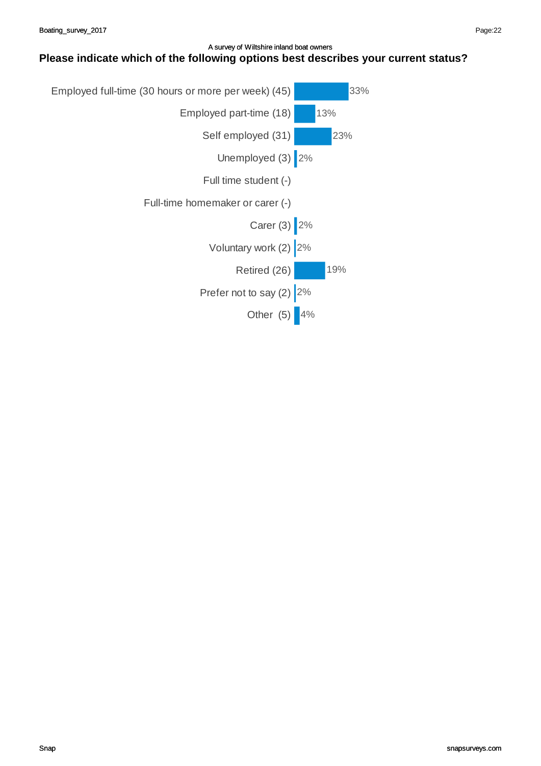A survey of Wiltshire inland boat owners

## Please indicate which of the following options best describes your current status?

| Option | Percentage |
| --- | --- |
| Employed full-time (30 hours or more per week) (45) | 33% |
| Employed part-time (18) | 13% |
| Self employed (31) | 23% |
| Unemployed (3) | 2% |
| Full time student (-) | |
| Full-time homemaker or carer (-) | |
| Carer (3) | 2% |
| Voluntary work (2) | 2% |
| Retired (26) | 19% |
| Prefer not to say (2) | 2% |
| Other (5) | 4% |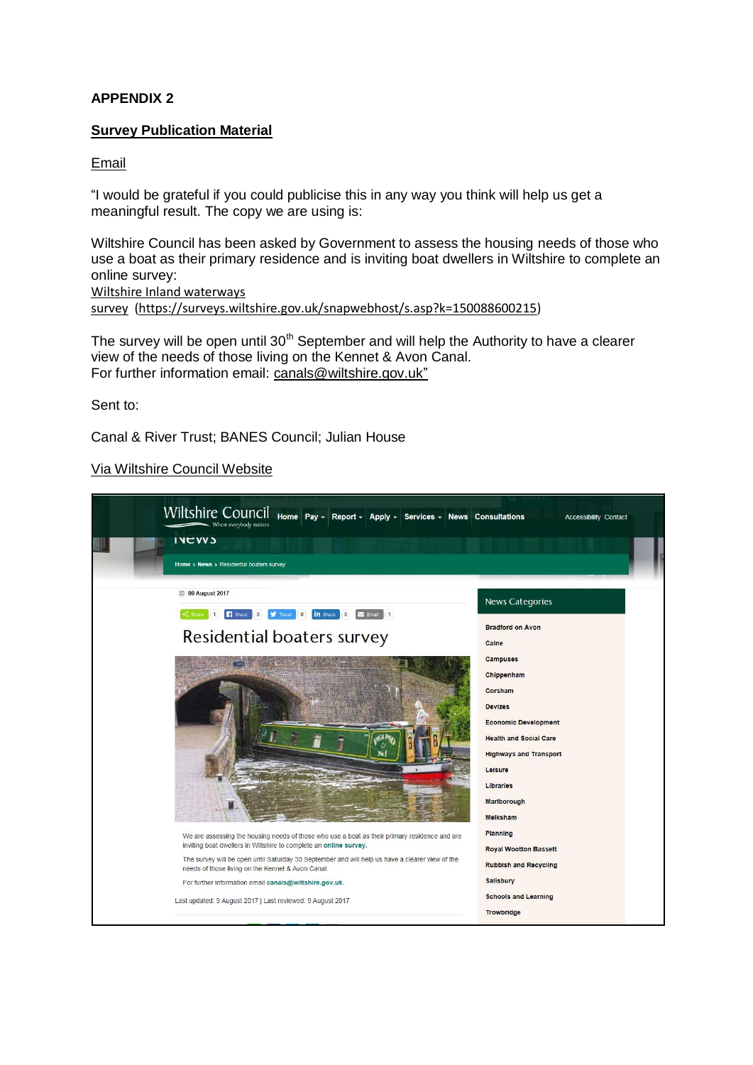**APPENDIX 2**

**Survey Publication Material**

Email

"I would be grateful if you could publicise this in any way you think will help us get a meaningful result. The copy we are using is:

Wiltshire Council has been asked by Government to assess the housing needs of those who use a boat as their primary residence and is inviting boat dwellers in Wiltshire to complete an online survey:
Wiltshire Inland waterways survey (https://surveys.wiltshire.gov.uk/snapwebhost/s.asp?k=150088600215)

The survey will be open until 30th September and will help the Authority to have a clearer view of the needs of those living on the Kennet & Avon Canal.
For further information email: canals@wiltshire.gov.uk"

Sent to:

Canal & River Trust; BANES Council; Julian House

Via Wiltshire Council Website

Wiltshire Council Where everybody matters | Home | Pay | Report | Apply | Services | News | Consultations | Accessibility | Contact

News

Home > News > Residential boaters survey

09 August 2017

Residential boaters survey

We are assessing the housing needs of those who use a boat as their primary residence and are inviting boat dwellers in Wiltshire to complete an online survey.

The survey will be open until Saturday 30 September and will help us have a clearer view of the needs of those living on the Kennet & Avon Canal.

For further information email canals@wiltshire.gov.uk.

Last updated: 9 August 2017 | Last reviewed: 9 August 2017

News Categories

- Bradford on Avon
- Calne
- Campuses
- Chippenham
- Corsham
- Devizes
- Economic Development
- Health and Social Care
- Highways and Transport
- Leisure
- Libraries
- Marlborough
- Melksham
- Planning
- Royal Wootton Bassett
- Rubbish and Recycling
- Salisbury
- Schools and Learning
- Trowbridge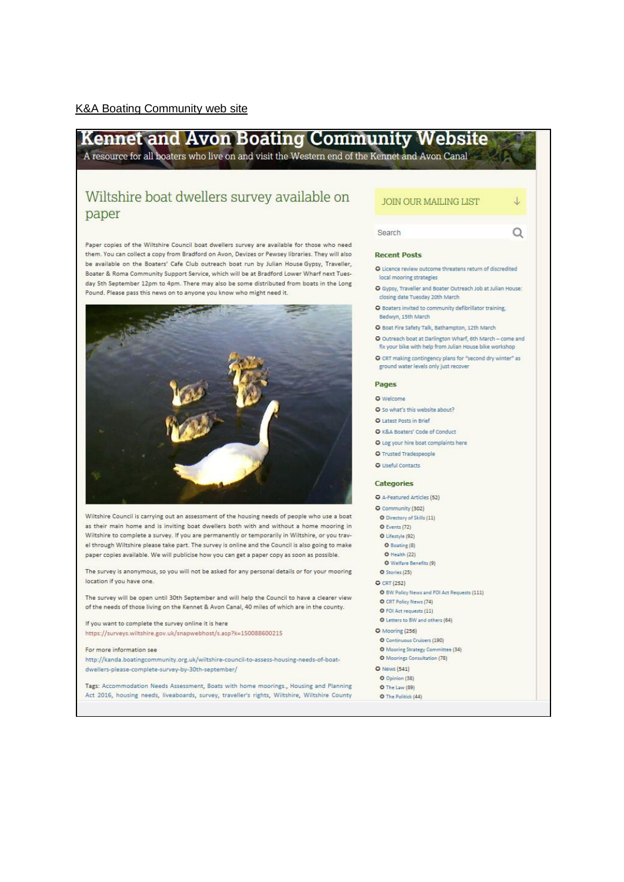K&A Boating Community web site

# Kennet and Avon Boating Community Website

A resource for all boaters who live on and visit the Western end of the Kennet and Avon Canal

## Wiltshire boat dwellers survey available on paper

Paper copies of the Wiltshire Council boat dwellers survey are available for those who need them. You can collect a copy from Bradford on Avon, Devizes or Pewsey libraries. They will also be available on the Boaters' Cafe Club outreach boat run by Julian House Gypsy, Traveller, Boater & Roma Community Support Service, which will be at Bradford Lower Wharf next Tuesday 5th September 12pm to 4pm. There may also be some distributed from boats in the Long Pound. Please pass this news on to anyone you know who might need it.

Wiltshire Council is carrying out an assessment of the housing needs of people who use a boat as their main home and is inviting boat dwellers both with and without a home mooring in Wiltshire to complete a survey. If you are permanently or temporarily in Wiltshire, or you travel through Wiltshire please take part. The survey is online and the Council is also going to make paper copies available. We will publicise how you can get a paper copy as soon as possible.

The survey is anonymous, so you will not be asked for any personal details or for your mooring location if you have one.

The survey will be open until 30th September and will help the Council to have a clearer view of the needs of those living on the Kennet & Avon Canal, 40 miles of which are in the county.

If you want to complete the survey online it is here
https://surveys.wiltshire.gov.uk/snapwebhost/s.asp?k=150088600215

For more information see
http://kanda.boatingcommunity.org.uk/wiltshire-council-to-assess-housing-needs-of-boat-dwellers-please-complete-survey-by-30th-september/

Tags: Accommodation Needs Assessment, Boats with home moorings., Housing and Planning Act 2016, housing needs, liveaboards, survey, traveller's rights, Wiltshire, Wiltshire County

JOIN OUR MAILING LIST

Search

### Recent Posts

- Licence review outcome threatens return of discredited local mooring strategies
- Gypsy, Traveller and Boater Outreach Job at Julian House: closing date Tuesday 20th March
- Boaters invited to community defibrillator training, Bedwyn, 15th March
- Boat Fire Safety Talk, Bathampton, 12th March
- Outreach boat at Darlington Wharf, 6th March – come and fix your bike with help from Julian House bike workshop
- CRT making contingency plans for "second dry winter" as ground water levels only just recover

### Pages

- Welcome
- So what's this website about?
- Latest Posts in Brief
- K&A Boaters' Code of Conduct
- Log your hire boat complaints here
- Trusted Tradespeople
- Useful Contacts

### Categories

- A-Featured Articles (52)
- Community (302)
  - Directory of Skills (11)
  - Events (72)
  - Lifestyle (92)
    - Boating (8)
    - Health (22)
    - Welfare Benefits (9)
  - Stories (25)
- CRT (252)
  - BW Policy News and FOI Act Requests (111)
  - CRT Policy News (74)
  - FOI Act requests (11)
  - Letters to BW and others (64)
- Mooring (256)
  - Continuous Cruisers (190)
  - Mooring Strategy Committee (34)
  - Moorings Consultation (78)
- News (541)
  - Opinion (38)
  - The Law (89)
  - The Politick (44)